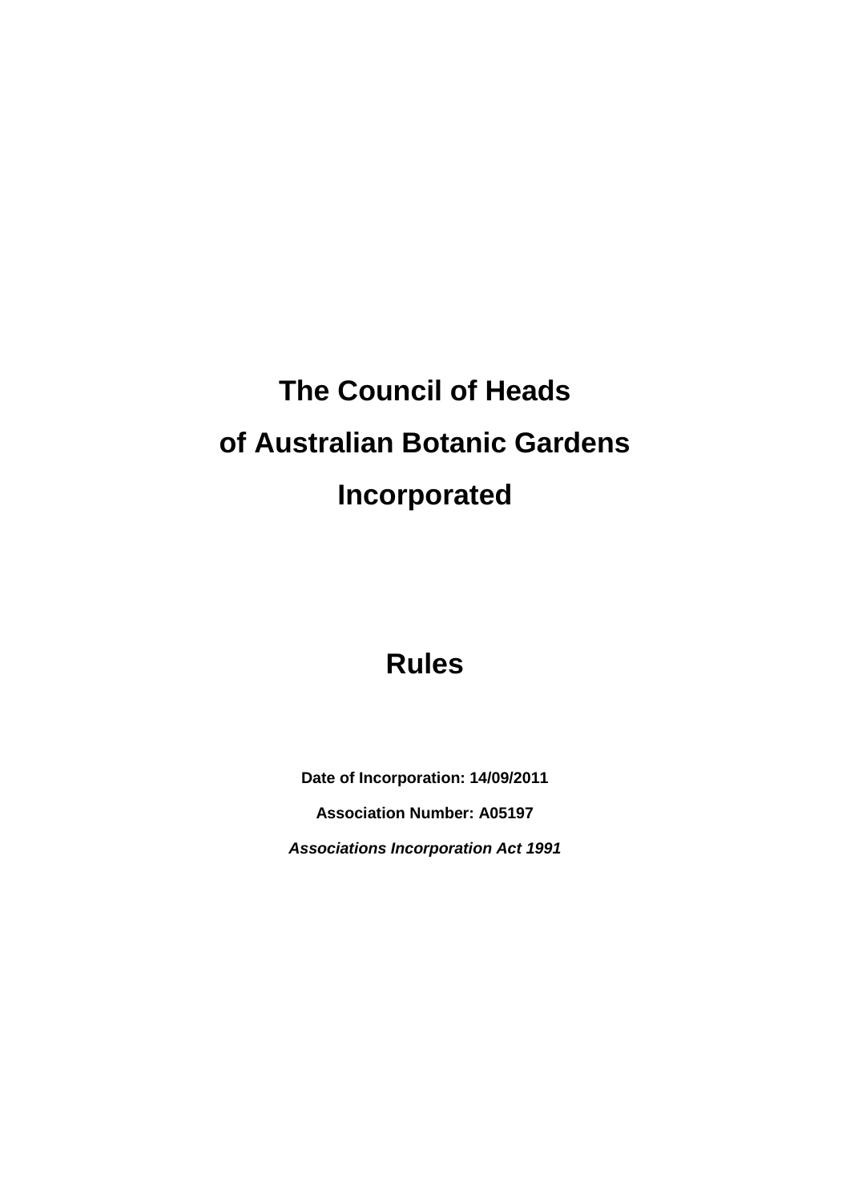# The Council of Heads of Australian Botanic Gardens Incorporated

## Rules

**Date of Incorporation: 14/09/2011**

**Association Number: A05197**

***Associations Incorporation Act 1991***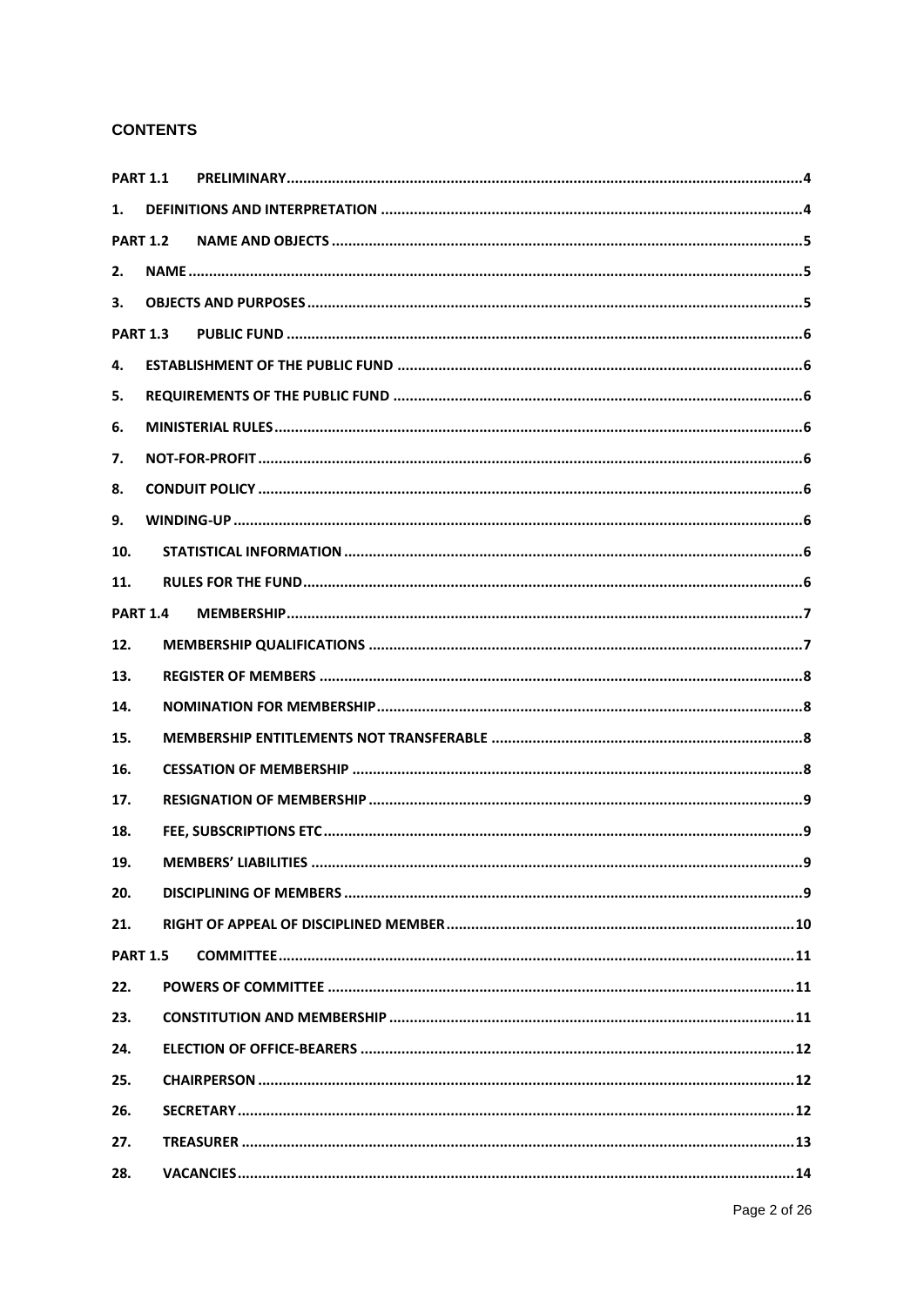## CONTENTS

| | | |
|---|---|---|
| PART 1.1 | PRELIMINARY | 4 |
| 1. | DEFINITIONS AND INTERPRETATION | 4 |
| PART 1.2 | NAME AND OBJECTS | 5 |
| 2. | NAME | 5 |
| 3. | OBJECTS AND PURPOSES | 5 |
| PART 1.3 | PUBLIC FUND | 6 |
| 4. | ESTABLISHMENT OF THE PUBLIC FUND | 6 |
| 5. | REQUIREMENTS OF THE PUBLIC FUND | 6 |
| 6. | MINISTERIAL RULES | 6 |
| 7. | NOT-FOR-PROFIT | 6 |
| 8. | CONDUIT POLICY | 6 |
| 9. | WINDING-UP | 6 |
| 10. | STATISTICAL INFORMATION | 6 |
| 11. | RULES FOR THE FUND | 6 |
| PART 1.4 | MEMBERSHIP | 7 |
| 12. | MEMBERSHIP QUALIFICATIONS | 7 |
| 13. | REGISTER OF MEMBERS | 8 |
| 14. | NOMINATION FOR MEMBERSHIP | 8 |
| 15. | MEMBERSHIP ENTITLEMENTS NOT TRANSFERABLE | 8 |
| 16. | CESSATION OF MEMBERSHIP | 8 |
| 17. | RESIGNATION OF MEMBERSHIP | 9 |
| 18. | FEE, SUBSCRIPTIONS ETC | 9 |
| 19. | MEMBERS' LIABILITIES | 9 |
| 20. | DISCIPLINING OF MEMBERS | 9 |
| 21. | RIGHT OF APPEAL OF DISCIPLINED MEMBER | 10 |
| PART 1.5 | COMMITTEE | 11 |
| 22. | POWERS OF COMMITTEE | 11 |
| 23. | CONSTITUTION AND MEMBERSHIP | 11 |
| 24. | ELECTION OF OFFICE-BEARERS | 12 |
| 25. | CHAIRPERSON | 12 |
| 26. | SECRETARY | 12 |
| 27. | TREASURER | 13 |
| 28. | VACANCIES | 14 |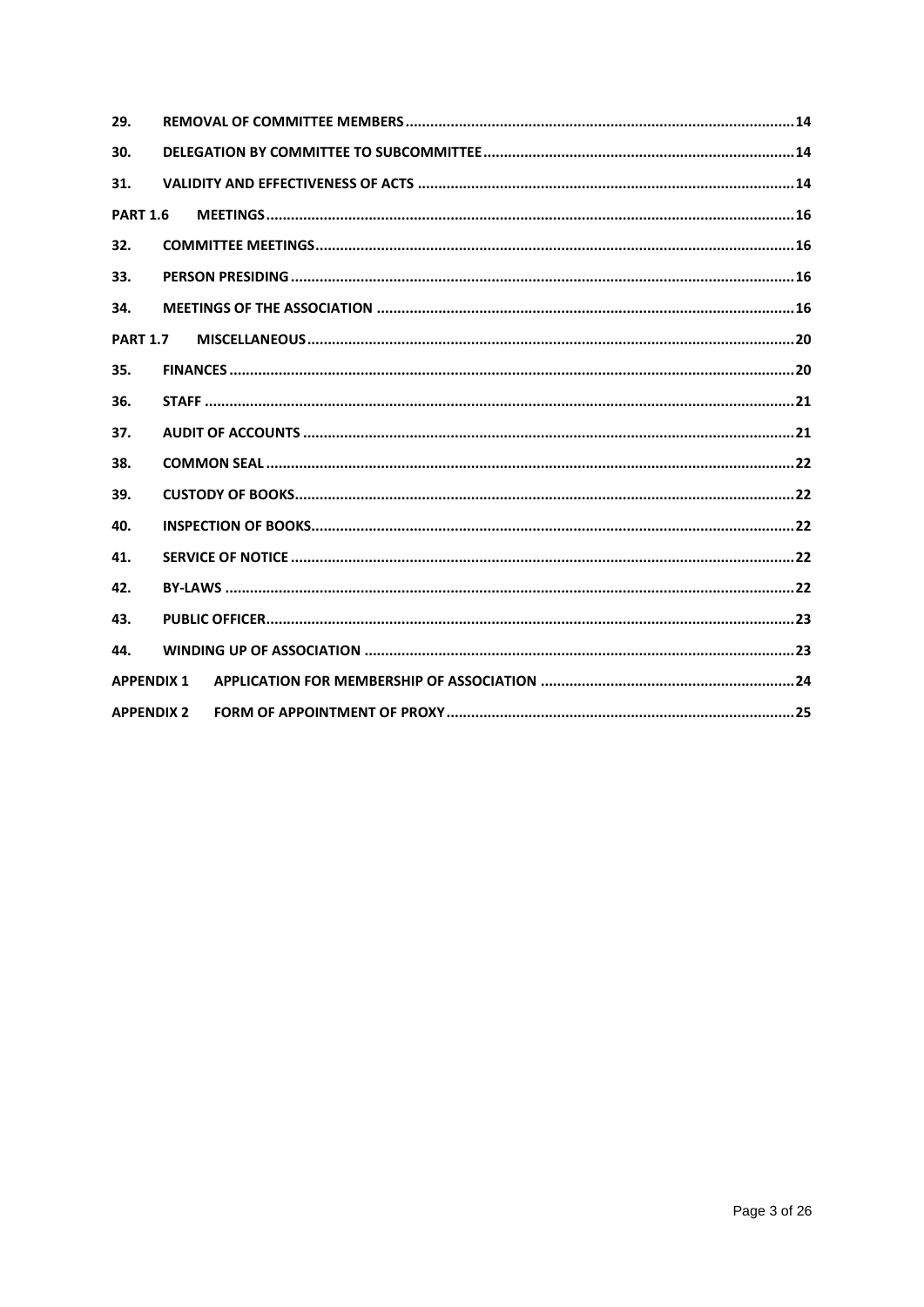| | | |
|---|---|---|
| **29.** | **REMOVAL OF COMMITTEE MEMBERS** | **14** |
| **30.** | **DELEGATION BY COMMITTEE TO SUBCOMMITTEE** | **14** |
| **31.** | **VALIDITY AND EFFECTIVENESS OF ACTS** | **14** |
| **PART 1.6** | **MEETINGS** | **16** |
| **32.** | **COMMITTEE MEETINGS** | **16** |
| **33.** | **PERSON PRESIDING** | **16** |
| **34.** | **MEETINGS OF THE ASSOCIATION** | **16** |
| **PART 1.7** | **MISCELLANEOUS** | **20** |
| **35.** | **FINANCES** | **20** |
| **36.** | **STAFF** | **21** |
| **37.** | **AUDIT OF ACCOUNTS** | **21** |
| **38.** | **COMMON SEAL** | **22** |
| **39.** | **CUSTODY OF BOOKS** | **22** |
| **40.** | **INSPECTION OF BOOKS** | **22** |
| **41.** | **SERVICE OF NOTICE** | **22** |
| **42.** | **BY-LAWS** | **22** |
| **43.** | **PUBLIC OFFICER** | **23** |
| **44.** | **WINDING UP OF ASSOCIATION** | **23** |
| **APPENDIX 1** | **APPLICATION FOR MEMBERSHIP OF ASSOCIATION** | **24** |
| **APPENDIX 2** | **FORM OF APPOINTMENT OF PROXY** | **25** |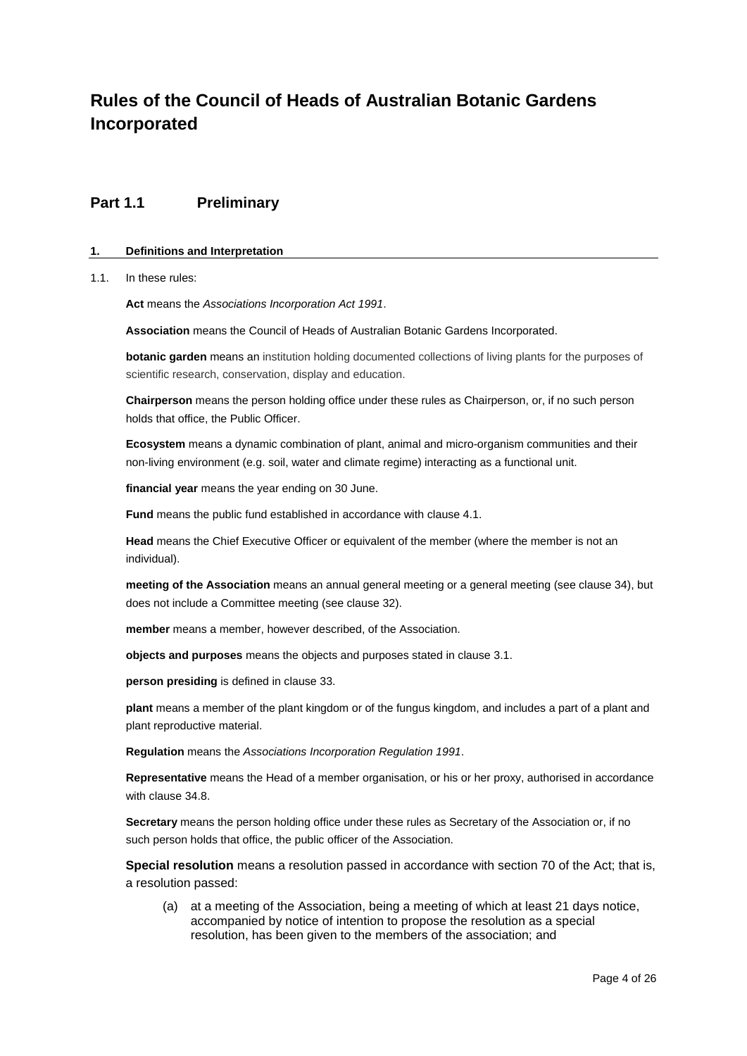# Rules of the Council of Heads of Australian Botanic Gardens Incorporated

## Part 1.1 Preliminary

### 1. Definitions and Interpretation

1.1. In these rules:

**Act** means the *Associations Incorporation Act 1991*.

**Association** means the Council of Heads of Australian Botanic Gardens Incorporated.

**botanic garden** means an institution holding documented collections of living plants for the purposes of scientific research, conservation, display and education.

**Chairperson** means the person holding office under these rules as Chairperson, or, if no such person holds that office, the Public Officer.

**Ecosystem** means a dynamic combination of plant, animal and micro-organism communities and their non-living environment (e.g. soil, water and climate regime) interacting as a functional unit.

**financial year** means the year ending on 30 June.

**Fund** means the public fund established in accordance with clause 4.1.

**Head** means the Chief Executive Officer or equivalent of the member (where the member is not an individual).

**meeting of the Association** means an annual general meeting or a general meeting (see clause 34), but does not include a Committee meeting (see clause 32).

**member** means a member, however described, of the Association.

**objects and purposes** means the objects and purposes stated in clause 3.1.

**person presiding** is defined in clause 33.

**plant** means a member of the plant kingdom or of the fungus kingdom, and includes a part of a plant and plant reproductive material.

**Regulation** means the *Associations Incorporation Regulation 1991*.

**Representative** means the Head of a member organisation, or his or her proxy, authorised in accordance with clause 34.8.

**Secretary** means the person holding office under these rules as Secretary of the Association or, if no such person holds that office, the public officer of the Association.

**Special resolution** means a resolution passed in accordance with section 70 of the Act; that is, a resolution passed:

(a) at a meeting of the Association, being a meeting of which at least 21 days notice, accompanied by notice of intention to propose the resolution as a special resolution, has been given to the members of the association; and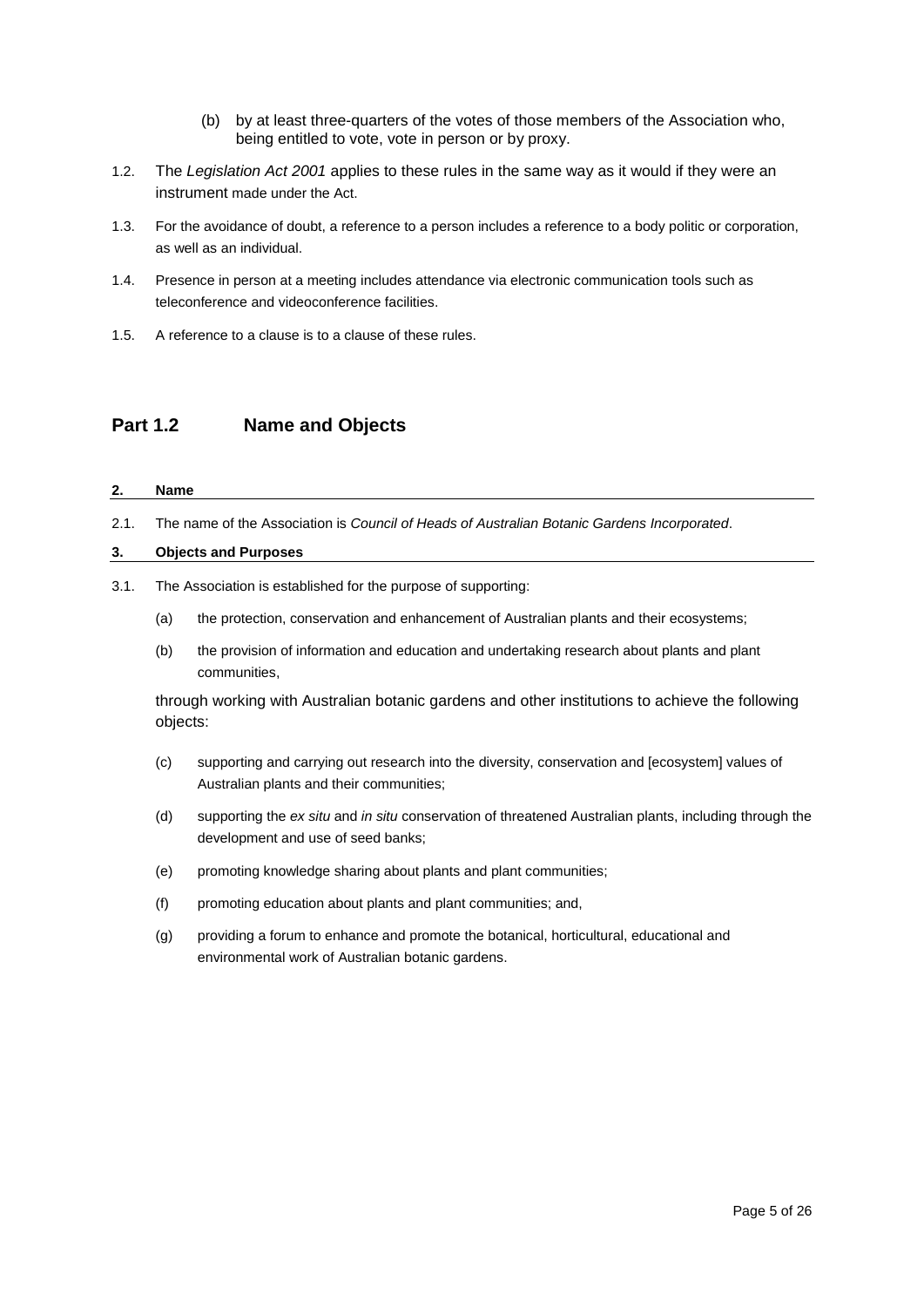(b) by at least three-quarters of the votes of those members of the Association who, being entitled to vote, vote in person or by proxy.

1.2. The *Legislation Act 2001* applies to these rules in the same way as it would if they were an instrument made under the Act.

1.3. For the avoidance of doubt, a reference to a person includes a reference to a body politic or corporation, as well as an individual.

1.4. Presence in person at a meeting includes attendance via electronic communication tools such as teleconference and videoconference facilities.

1.5. A reference to a clause is to a clause of these rules.

## Part 1.2 Name and Objects

### 2. Name

2.1. The name of the Association is *Council of Heads of Australian Botanic Gardens Incorporated*.

### 3. Objects and Purposes

3.1. The Association is established for the purpose of supporting:

(a) the protection, conservation and enhancement of Australian plants and their ecosystems;

(b) the provision of information and education and undertaking research about plants and plant communities,

through working with Australian botanic gardens and other institutions to achieve the following objects:

(c) supporting and carrying out research into the diversity, conservation and [ecosystem] values of Australian plants and their communities;

(d) supporting the *ex situ* and *in situ* conservation of threatened Australian plants, including through the development and use of seed banks;

(e) promoting knowledge sharing about plants and plant communities;

(f) promoting education about plants and plant communities; and,

(g) providing a forum to enhance and promote the botanical, horticultural, educational and environmental work of Australian botanic gardens.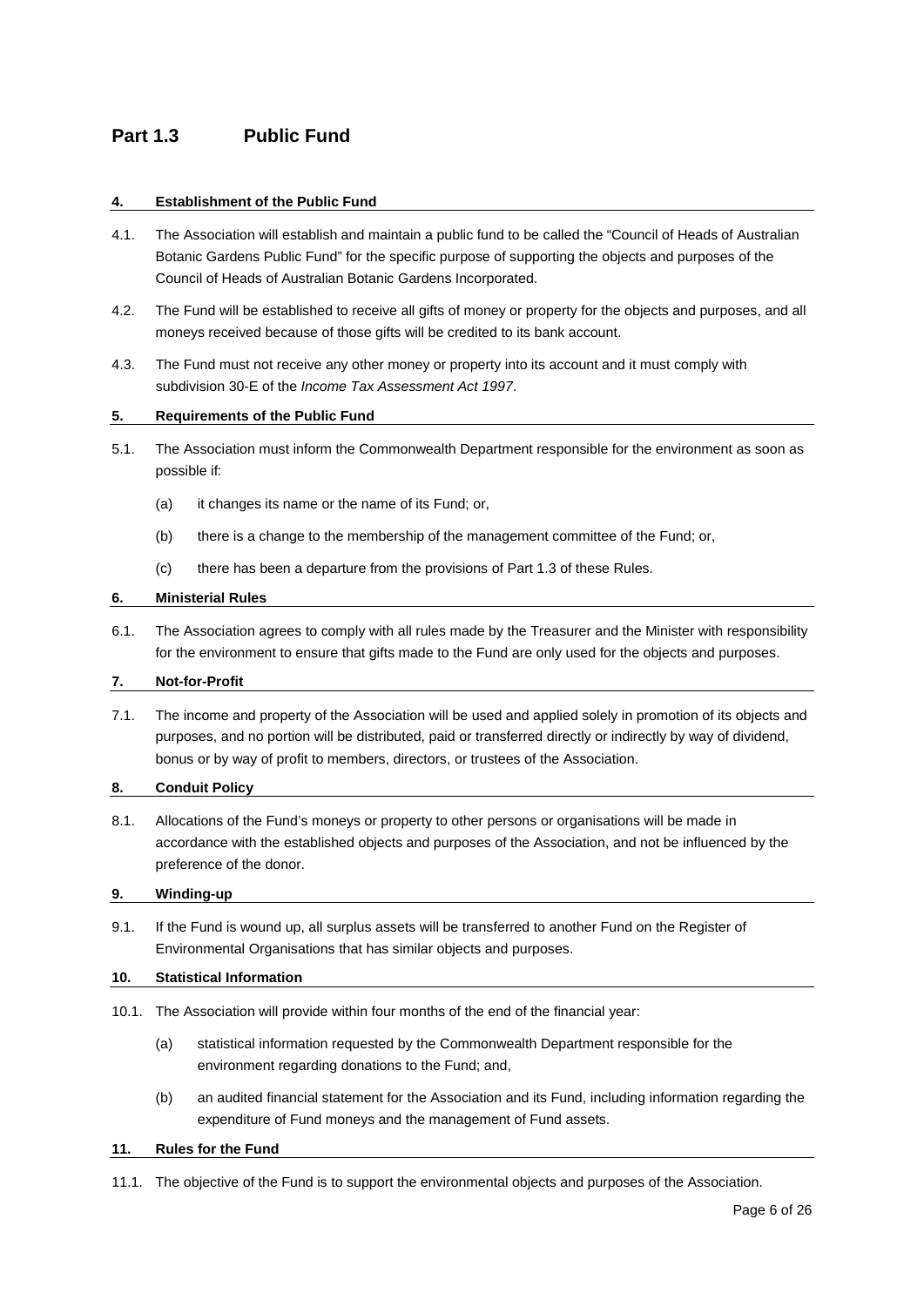## Part 1.3 Public Fund

#### 4. Establishment of the Public Fund

4.1. The Association will establish and maintain a public fund to be called the “Council of Heads of Australian Botanic Gardens Public Fund” for the specific purpose of supporting the objects and purposes of the Council of Heads of Australian Botanic Gardens Incorporated.

4.2. The Fund will be established to receive all gifts of money or property for the objects and purposes, and all moneys received because of those gifts will be credited to its bank account.

4.3. The Fund must not receive any other money or property into its account and it must comply with subdivision 30-E of the *Income Tax Assessment Act 1997*.

#### 5. Requirements of the Public Fund

5.1. The Association must inform the Commonwealth Department responsible for the environment as soon as possible if:

(a) it changes its name or the name of its Fund; or,

(b) there is a change to the membership of the management committee of the Fund; or,

(c) there has been a departure from the provisions of Part 1.3 of these Rules.

#### 6. Ministerial Rules

6.1. The Association agrees to comply with all rules made by the Treasurer and the Minister with responsibility for the environment to ensure that gifts made to the Fund are only used for the objects and purposes.

#### 7. Not-for-Profit

7.1. The income and property of the Association will be used and applied solely in promotion of its objects and purposes, and no portion will be distributed, paid or transferred directly or indirectly by way of dividend, bonus or by way of profit to members, directors, or trustees of the Association.

#### 8. Conduit Policy

8.1. Allocations of the Fund’s moneys or property to other persons or organisations will be made in accordance with the established objects and purposes of the Association, and not be influenced by the preference of the donor.

#### 9. Winding-up

9.1. If the Fund is wound up, all surplus assets will be transferred to another Fund on the Register of Environmental Organisations that has similar objects and purposes.

#### 10. Statistical Information

10.1. The Association will provide within four months of the end of the financial year:

(a) statistical information requested by the Commonwealth Department responsible for the environment regarding donations to the Fund; and,

(b) an audited financial statement for the Association and its Fund, including information regarding the expenditure of Fund moneys and the management of Fund assets.

#### 11. Rules for the Fund

11.1. The objective of the Fund is to support the environmental objects and purposes of the Association.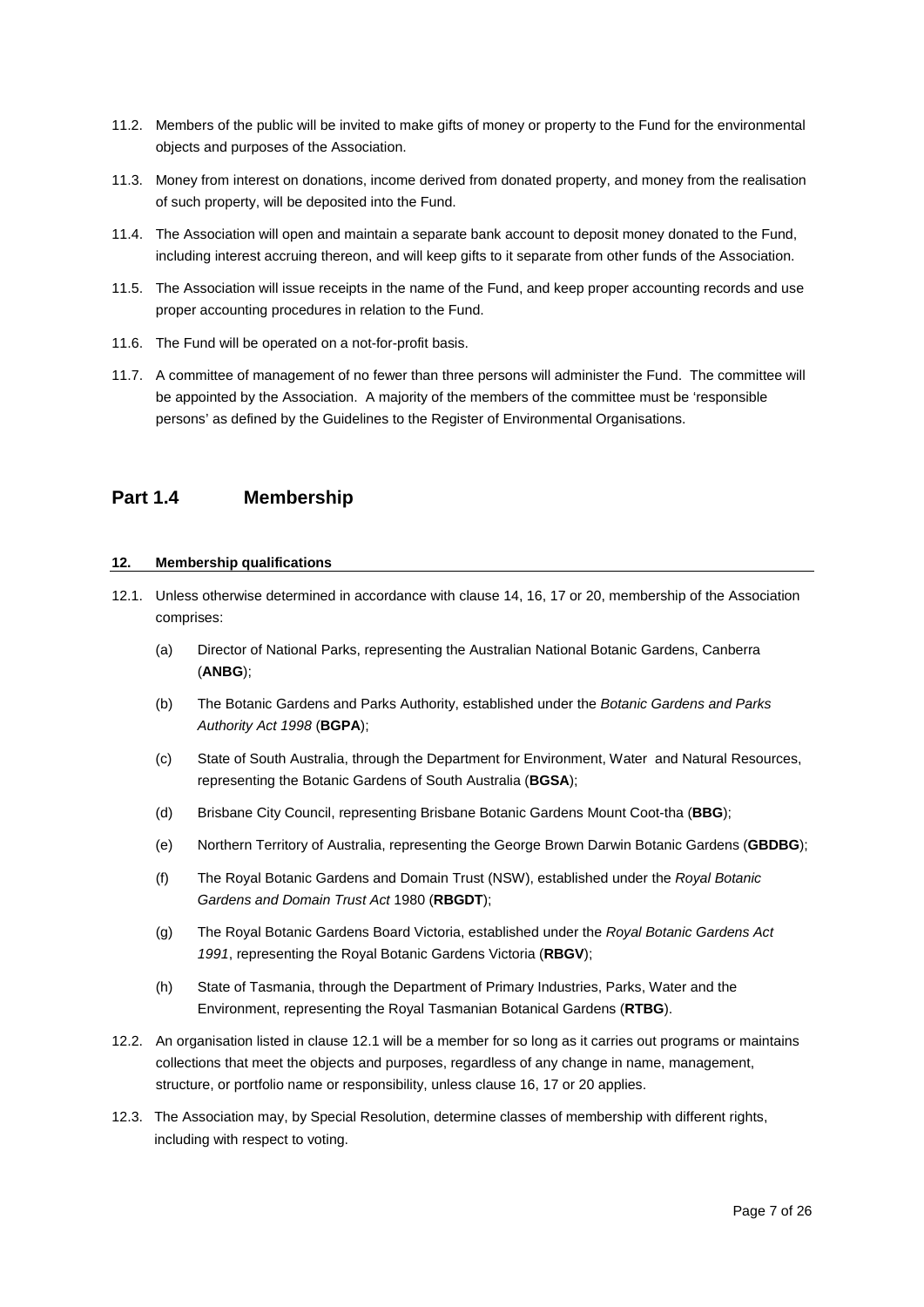11.2. Members of the public will be invited to make gifts of money or property to the Fund for the environmental objects and purposes of the Association.

11.3. Money from interest on donations, income derived from donated property, and money from the realisation of such property, will be deposited into the Fund.

11.4. The Association will open and maintain a separate bank account to deposit money donated to the Fund, including interest accruing thereon, and will keep gifts to it separate from other funds of the Association.

11.5. The Association will issue receipts in the name of the Fund, and keep proper accounting records and use proper accounting procedures in relation to the Fund.

11.6. The Fund will be operated on a not-for-profit basis.

11.7. A committee of management of no fewer than three persons will administer the Fund. The committee will be appointed by the Association. A majority of the members of the committee must be 'responsible persons' as defined by the Guidelines to the Register of Environmental Organisations.

## Part 1.4 Membership

#### 12. Membership qualifications

12.1. Unless otherwise determined in accordance with clause 14, 16, 17 or 20, membership of the Association comprises:

(a) Director of National Parks, representing the Australian National Botanic Gardens, Canberra (**ANBG**);

(b) The Botanic Gardens and Parks Authority, established under the *Botanic Gardens and Parks Authority Act 1998* (**BGPA**);

(c) State of South Australia, through the Department for Environment, Water and Natural Resources, representing the Botanic Gardens of South Australia (**BGSA**);

(d) Brisbane City Council, representing Brisbane Botanic Gardens Mount Coot-tha (**BBG**);

(e) Northern Territory of Australia, representing the George Brown Darwin Botanic Gardens (**GBDBG**);

(f) The Royal Botanic Gardens and Domain Trust (NSW), established under the *Royal Botanic Gardens and Domain Trust Act* 1980 (**RBGDT**);

(g) The Royal Botanic Gardens Board Victoria, established under the *Royal Botanic Gardens Act 1991*, representing the Royal Botanic Gardens Victoria (**RBGV**);

(h) State of Tasmania, through the Department of Primary Industries, Parks, Water and the Environment, representing the Royal Tasmanian Botanical Gardens (**RTBG**).

12.2. An organisation listed in clause 12.1 will be a member for so long as it carries out programs or maintains collections that meet the objects and purposes, regardless of any change in name, management, structure, or portfolio name or responsibility, unless clause 16, 17 or 20 applies.

12.3. The Association may, by Special Resolution, determine classes of membership with different rights, including with respect to voting.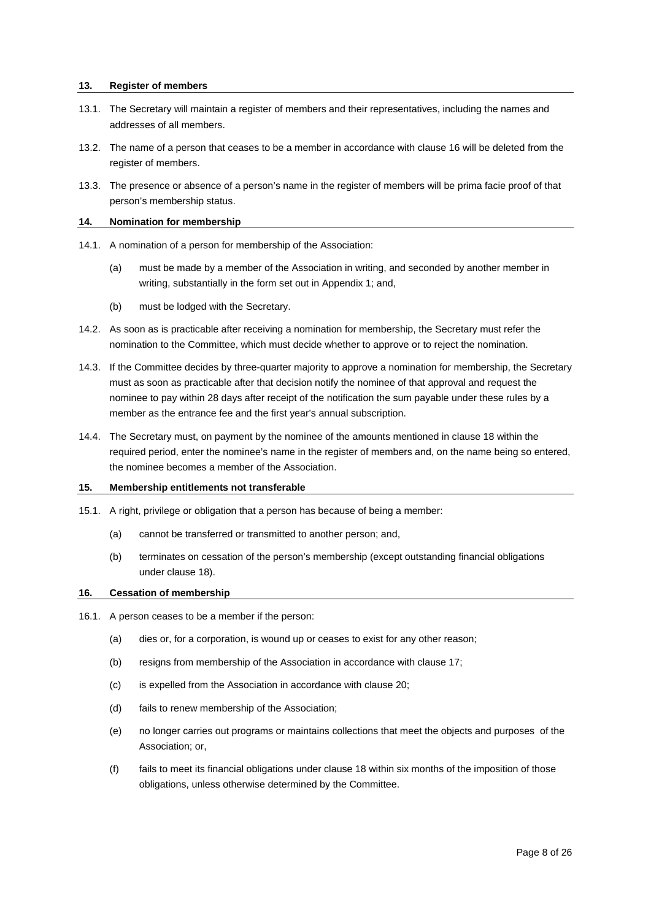### 13. Register of members

13.1. The Secretary will maintain a register of members and their representatives, including the names and addresses of all members.

13.2. The name of a person that ceases to be a member in accordance with clause 16 will be deleted from the register of members.

13.3. The presence or absence of a person's name in the register of members will be prima facie proof of that person's membership status.

### 14. Nomination for membership

14.1. A nomination of a person for membership of the Association:

(a) must be made by a member of the Association in writing, and seconded by another member in writing, substantially in the form set out in Appendix 1; and,

(b) must be lodged with the Secretary.

14.2. As soon as is practicable after receiving a nomination for membership, the Secretary must refer the nomination to the Committee, which must decide whether to approve or to reject the nomination.

14.3. If the Committee decides by three-quarter majority to approve a nomination for membership, the Secretary must as soon as practicable after that decision notify the nominee of that approval and request the nominee to pay within 28 days after receipt of the notification the sum payable under these rules by a member as the entrance fee and the first year's annual subscription.

14.4. The Secretary must, on payment by the nominee of the amounts mentioned in clause 18 within the required period, enter the nominee's name in the register of members and, on the name being so entered, the nominee becomes a member of the Association.

### 15. Membership entitlements not transferable

15.1. A right, privilege or obligation that a person has because of being a member:

(a) cannot be transferred or transmitted to another person; and,

(b) terminates on cessation of the person's membership (except outstanding financial obligations under clause 18).

### 16. Cessation of membership

16.1. A person ceases to be a member if the person:

(a) dies or, for a corporation, is wound up or ceases to exist for any other reason;

(b) resigns from membership of the Association in accordance with clause 17;

(c) is expelled from the Association in accordance with clause 20;

(d) fails to renew membership of the Association;

(e) no longer carries out programs or maintains collections that meet the objects and purposes of the Association; or,

(f) fails to meet its financial obligations under clause 18 within six months of the imposition of those obligations, unless otherwise determined by the Committee.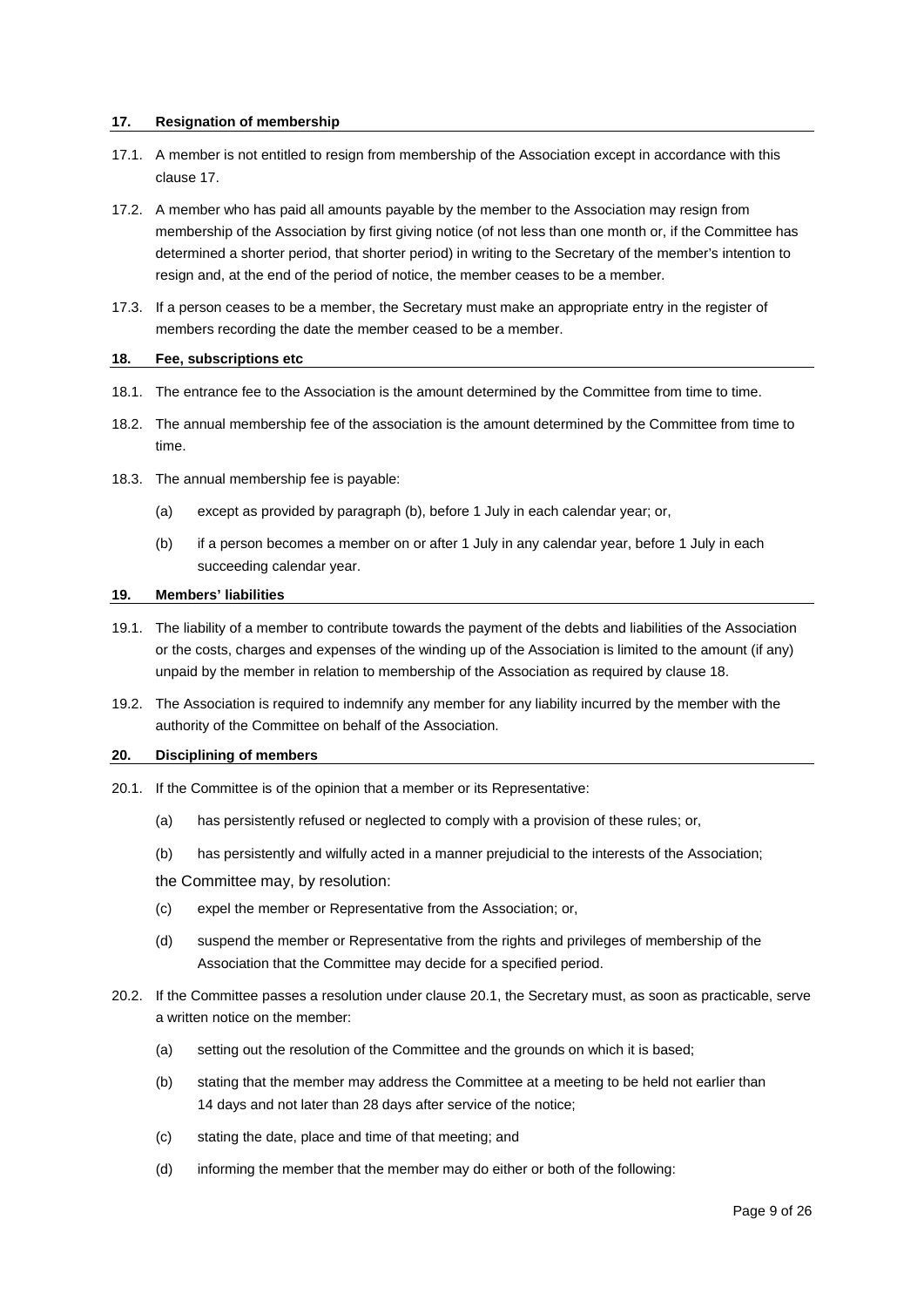## 17. Resignation of membership

17.1. A member is not entitled to resign from membership of the Association except in accordance with this clause 17.

17.2. A member who has paid all amounts payable by the member to the Association may resign from membership of the Association by first giving notice (of not less than one month or, if the Committee has determined a shorter period, that shorter period) in writing to the Secretary of the member's intention to resign and, at the end of the period of notice, the member ceases to be a member.

17.3. If a person ceases to be a member, the Secretary must make an appropriate entry in the register of members recording the date the member ceased to be a member.

## 18. Fee, subscriptions etc

18.1. The entrance fee to the Association is the amount determined by the Committee from time to time.

18.2. The annual membership fee of the association is the amount determined by the Committee from time to time.

18.3. The annual membership fee is payable:

(a) except as provided by paragraph (b), before 1 July in each calendar year; or,

(b) if a person becomes a member on or after 1 July in any calendar year, before 1 July in each succeeding calendar year.

## 19. Members' liabilities

19.1. The liability of a member to contribute towards the payment of the debts and liabilities of the Association or the costs, charges and expenses of the winding up of the Association is limited to the amount (if any) unpaid by the member in relation to membership of the Association as required by clause 18.

19.2. The Association is required to indemnify any member for any liability incurred by the member with the authority of the Committee on behalf of the Association.

## 20. Disciplining of members

20.1. If the Committee is of the opinion that a member or its Representative:

(a) has persistently refused or neglected to comply with a provision of these rules; or,

(b) has persistently and wilfully acted in a manner prejudicial to the interests of the Association;

the Committee may, by resolution:

(c) expel the member or Representative from the Association; or,

(d) suspend the member or Representative from the rights and privileges of membership of the Association that the Committee may decide for a specified period.

20.2. If the Committee passes a resolution under clause 20.1, the Secretary must, as soon as practicable, serve a written notice on the member:

(a) setting out the resolution of the Committee and the grounds on which it is based;

(b) stating that the member may address the Committee at a meeting to be held not earlier than 14 days and not later than 28 days after service of the notice;

(c) stating the date, place and time of that meeting; and

(d) informing the member that the member may do either or both of the following: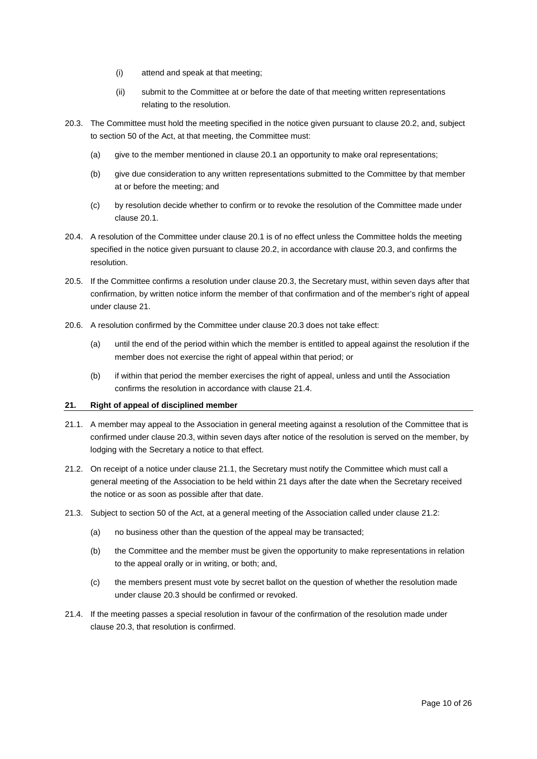(i) attend and speak at that meeting;

(ii) submit to the Committee at or before the date of that meeting written representations relating to the resolution.

20.3. The Committee must hold the meeting specified in the notice given pursuant to clause 20.2, and, subject to section 50 of the Act, at that meeting, the Committee must:

(a) give to the member mentioned in clause 20.1 an opportunity to make oral representations;

(b) give due consideration to any written representations submitted to the Committee by that member at or before the meeting; and

(c) by resolution decide whether to confirm or to revoke the resolution of the Committee made under clause 20.1.

20.4. A resolution of the Committee under clause 20.1 is of no effect unless the Committee holds the meeting specified in the notice given pursuant to clause 20.2, in accordance with clause 20.3, and confirms the resolution.

20.5. If the Committee confirms a resolution under clause 20.3, the Secretary must, within seven days after that confirmation, by written notice inform the member of that confirmation and of the member's right of appeal under clause 21.

20.6. A resolution confirmed by the Committee under clause 20.3 does not take effect:

(a) until the end of the period within which the member is entitled to appeal against the resolution if the member does not exercise the right of appeal within that period; or

(b) if within that period the member exercises the right of appeal, unless and until the Association confirms the resolution in accordance with clause 21.4.

## 21. Right of appeal of disciplined member

21.1. A member may appeal to the Association in general meeting against a resolution of the Committee that is confirmed under clause 20.3, within seven days after notice of the resolution is served on the member, by lodging with the Secretary a notice to that effect.

21.2. On receipt of a notice under clause 21.1, the Secretary must notify the Committee which must call a general meeting of the Association to be held within 21 days after the date when the Secretary received the notice or as soon as possible after that date.

21.3. Subject to section 50 of the Act, at a general meeting of the Association called under clause 21.2:

(a) no business other than the question of the appeal may be transacted;

(b) the Committee and the member must be given the opportunity to make representations in relation to the appeal orally or in writing, or both; and,

(c) the members present must vote by secret ballot on the question of whether the resolution made under clause 20.3 should be confirmed or revoked.

21.4. If the meeting passes a special resolution in favour of the confirmation of the resolution made under clause 20.3, that resolution is confirmed.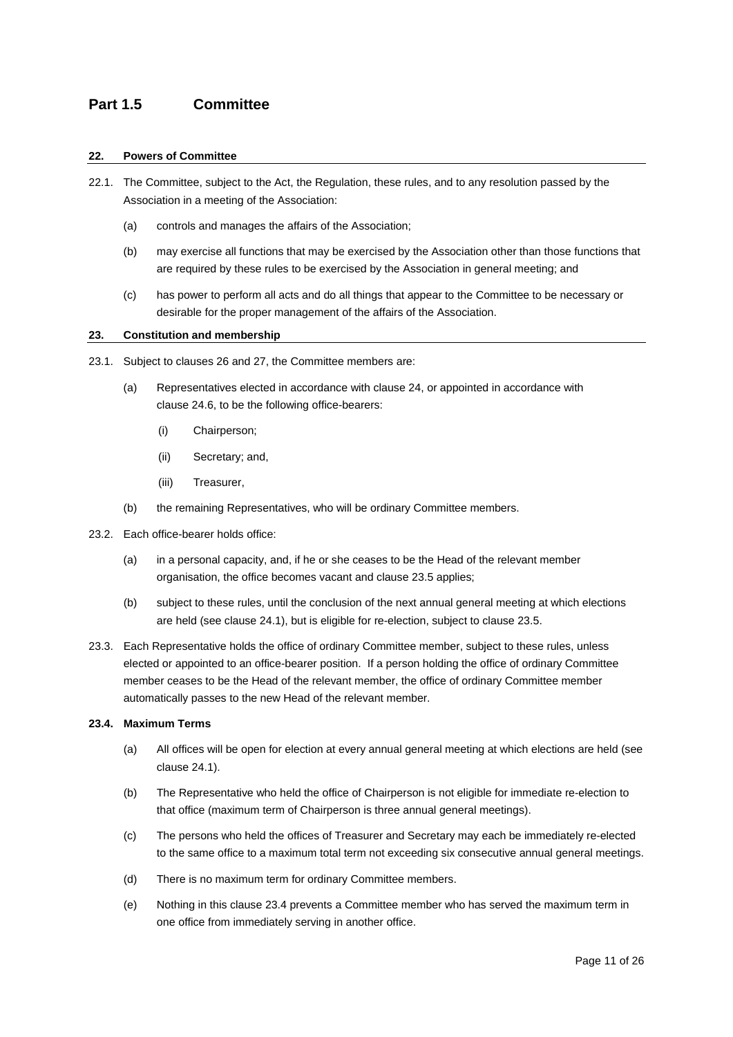## Part 1.5 Committee

#### 22. Powers of Committee

22.1. The Committee, subject to the Act, the Regulation, these rules, and to any resolution passed by the Association in a meeting of the Association:

(a) controls and manages the affairs of the Association;

(b) may exercise all functions that may be exercised by the Association other than those functions that are required by these rules to be exercised by the Association in general meeting; and

(c) has power to perform all acts and do all things that appear to the Committee to be necessary or desirable for the proper management of the affairs of the Association.

#### 23. Constitution and membership

23.1. Subject to clauses 26 and 27, the Committee members are:

(a) Representatives elected in accordance with clause 24, or appointed in accordance with clause 24.6, to be the following office-bearers:

(i) Chairperson;

(ii) Secretary; and,

(iii) Treasurer,

(b) the remaining Representatives, who will be ordinary Committee members.

23.2. Each office-bearer holds office:

(a) in a personal capacity, and, if he or she ceases to be the Head of the relevant member organisation, the office becomes vacant and clause 23.5 applies;

(b) subject to these rules, until the conclusion of the next annual general meeting at which elections are held (see clause 24.1), but is eligible for re-election, subject to clause 23.5.

23.3. Each Representative holds the office of ordinary Committee member, subject to these rules, unless elected or appointed to an office-bearer position. If a person holding the office of ordinary Committee member ceases to be the Head of the relevant member, the office of ordinary Committee member automatically passes to the new Head of the relevant member.

**23.4. Maximum Terms**

(a) All offices will be open for election at every annual general meeting at which elections are held (see clause 24.1).

(b) The Representative who held the office of Chairperson is not eligible for immediate re-election to that office (maximum term of Chairperson is three annual general meetings).

(c) The persons who held the offices of Treasurer and Secretary may each be immediately re-elected to the same office to a maximum total term not exceeding six consecutive annual general meetings.

(d) There is no maximum term for ordinary Committee members.

(e) Nothing in this clause 23.4 prevents a Committee member who has served the maximum term in one office from immediately serving in another office.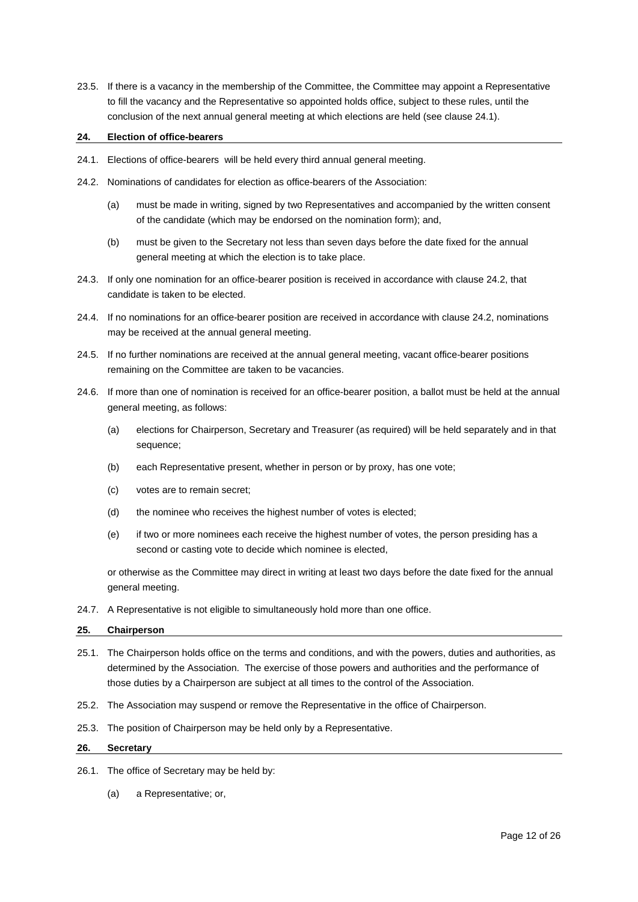23.5. If there is a vacancy in the membership of the Committee, the Committee may appoint a Representative to fill the vacancy and the Representative so appointed holds office, subject to these rules, until the conclusion of the next annual general meeting at which elections are held (see clause 24.1).

## 24. Election of office-bearers

24.1. Elections of office-bearers will be held every third annual general meeting.

24.2. Nominations of candidates for election as office-bearers of the Association:

(a) must be made in writing, signed by two Representatives and accompanied by the written consent of the candidate (which may be endorsed on the nomination form); and,

(b) must be given to the Secretary not less than seven days before the date fixed for the annual general meeting at which the election is to take place.

24.3. If only one nomination for an office-bearer position is received in accordance with clause 24.2, that candidate is taken to be elected.

24.4. If no nominations for an office-bearer position are received in accordance with clause 24.2, nominations may be received at the annual general meeting.

24.5. If no further nominations are received at the annual general meeting, vacant office-bearer positions remaining on the Committee are taken to be vacancies.

24.6. If more than one of nomination is received for an office-bearer position, a ballot must be held at the annual general meeting, as follows:

(a) elections for Chairperson, Secretary and Treasurer (as required) will be held separately and in that sequence;

(b) each Representative present, whether in person or by proxy, has one vote;

(c) votes are to remain secret;

(d) the nominee who receives the highest number of votes is elected;

(e) if two or more nominees each receive the highest number of votes, the person presiding has a second or casting vote to decide which nominee is elected,

or otherwise as the Committee may direct in writing at least two days before the date fixed for the annual general meeting.

24.7. A Representative is not eligible to simultaneously hold more than one office.

## 25. Chairperson

25.1. The Chairperson holds office on the terms and conditions, and with the powers, duties and authorities, as determined by the Association. The exercise of those powers and authorities and the performance of those duties by a Chairperson are subject at all times to the control of the Association.

25.2. The Association may suspend or remove the Representative in the office of Chairperson.

25.3. The position of Chairperson may be held only by a Representative.

## 26. Secretary

26.1. The office of Secretary may be held by:

(a) a Representative; or,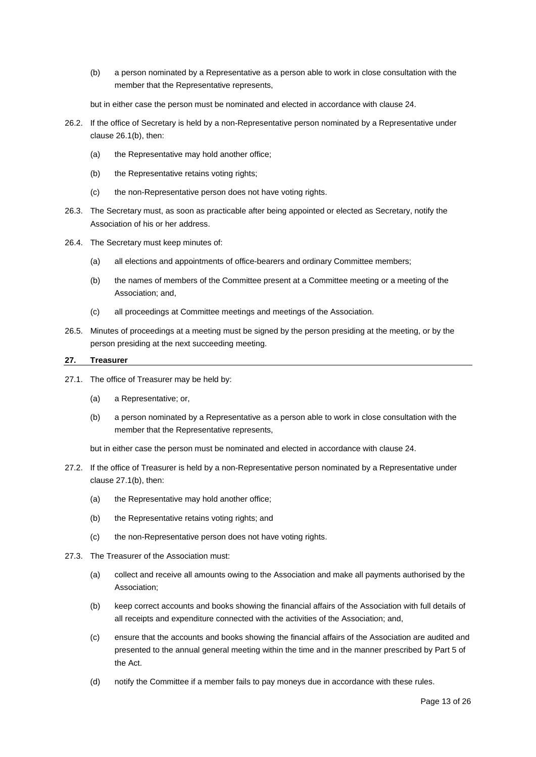(b) a person nominated by a Representative as a person able to work in close consultation with the member that the Representative represents,

but in either case the person must be nominated and elected in accordance with clause 24.

26.2. If the office of Secretary is held by a non-Representative person nominated by a Representative under clause 26.1(b), then:

(a) the Representative may hold another office;

(b) the Representative retains voting rights;

(c) the non-Representative person does not have voting rights.

26.3. The Secretary must, as soon as practicable after being appointed or elected as Secretary, notify the Association of his or her address.

26.4. The Secretary must keep minutes of:

(a) all elections and appointments of office-bearers and ordinary Committee members;

(b) the names of members of the Committee present at a Committee meeting or a meeting of the Association; and,

(c) all proceedings at Committee meetings and meetings of the Association.

26.5. Minutes of proceedings at a meeting must be signed by the person presiding at the meeting, or by the person presiding at the next succeeding meeting.

## 27. Treasurer

27.1. The office of Treasurer may be held by:

(a) a Representative; or,

(b) a person nominated by a Representative as a person able to work in close consultation with the member that the Representative represents,

but in either case the person must be nominated and elected in accordance with clause 24.

27.2. If the office of Treasurer is held by a non-Representative person nominated by a Representative under clause 27.1(b), then:

(a) the Representative may hold another office;

(b) the Representative retains voting rights; and

(c) the non-Representative person does not have voting rights.

27.3. The Treasurer of the Association must:

(a) collect and receive all amounts owing to the Association and make all payments authorised by the Association;

(b) keep correct accounts and books showing the financial affairs of the Association with full details of all receipts and expenditure connected with the activities of the Association; and,

(c) ensure that the accounts and books showing the financial affairs of the Association are audited and presented to the annual general meeting within the time and in the manner prescribed by Part 5 of the Act.

(d) notify the Committee if a member fails to pay moneys due in accordance with these rules.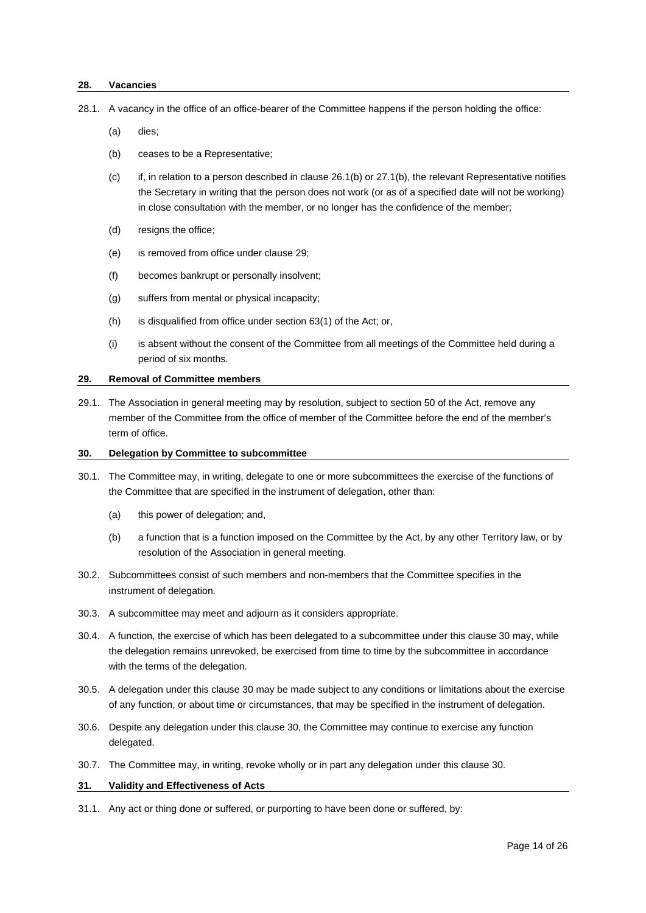## 28. Vacancies

28.1. A vacancy in the office of an office-bearer of the Committee happens if the person holding the office:

(a) dies;

(b) ceases to be a Representative;

(c) if, in relation to a person described in clause 26.1(b) or 27.1(b), the relevant Representative notifies the Secretary in writing that the person does not work (or as of a specified date will not be working) in close consultation with the member, or no longer has the confidence of the member;

(d) resigns the office;

(e) is removed from office under clause 29;

(f) becomes bankrupt or personally insolvent;

(g) suffers from mental or physical incapacity;

(h) is disqualified from office under section 63(1) of the Act; or,

(i) is absent without the consent of the Committee from all meetings of the Committee held during a period of six months.

## 29. Removal of Committee members

29.1. The Association in general meeting may by resolution, subject to section 50 of the Act, remove any member of the Committee from the office of member of the Committee before the end of the member's term of office.

## 30. Delegation by Committee to subcommittee

30.1. The Committee may, in writing, delegate to one or more subcommittees the exercise of the functions of the Committee that are specified in the instrument of delegation, other than:

(a) this power of delegation; and,

(b) a function that is a function imposed on the Committee by the Act, by any other Territory law, or by resolution of the Association in general meeting.

30.2. Subcommittees consist of such members and non-members that the Committee specifies in the instrument of delegation.

30.3. A subcommittee may meet and adjourn as it considers appropriate.

30.4. A function, the exercise of which has been delegated to a subcommittee under this clause 30 may, while the delegation remains unrevoked, be exercised from time to time by the subcommittee in accordance with the terms of the delegation.

30.5. A delegation under this clause 30 may be made subject to any conditions or limitations about the exercise of any function, or about time or circumstances, that may be specified in the instrument of delegation.

30.6. Despite any delegation under this clause 30, the Committee may continue to exercise any function delegated.

30.7. The Committee may, in writing, revoke wholly or in part any delegation under this clause 30.

## 31. Validity and Effectiveness of Acts

31.1. Any act or thing done or suffered, or purporting to have been done or suffered, by: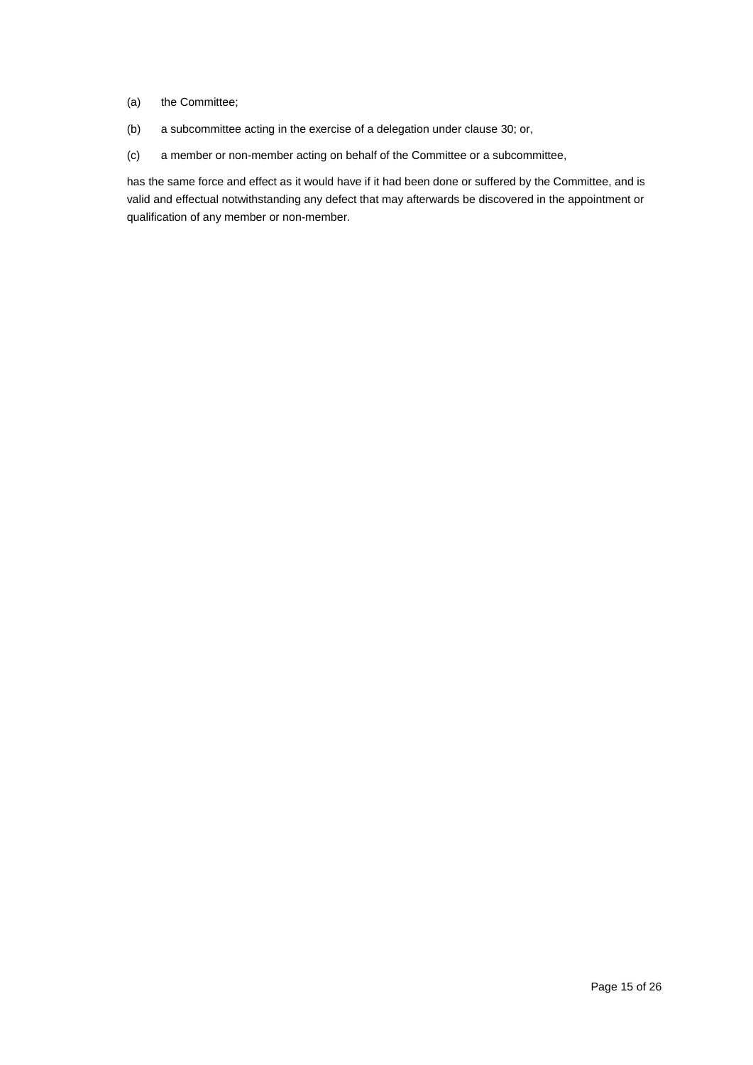(a) the Committee;

(b) a subcommittee acting in the exercise of a delegation under clause 30; or,

(c) a member or non-member acting on behalf of the Committee or a subcommittee,

has the same force and effect as it would have if it had been done or suffered by the Committee, and is valid and effectual notwithstanding any defect that may afterwards be discovered in the appointment or qualification of any member or non-member.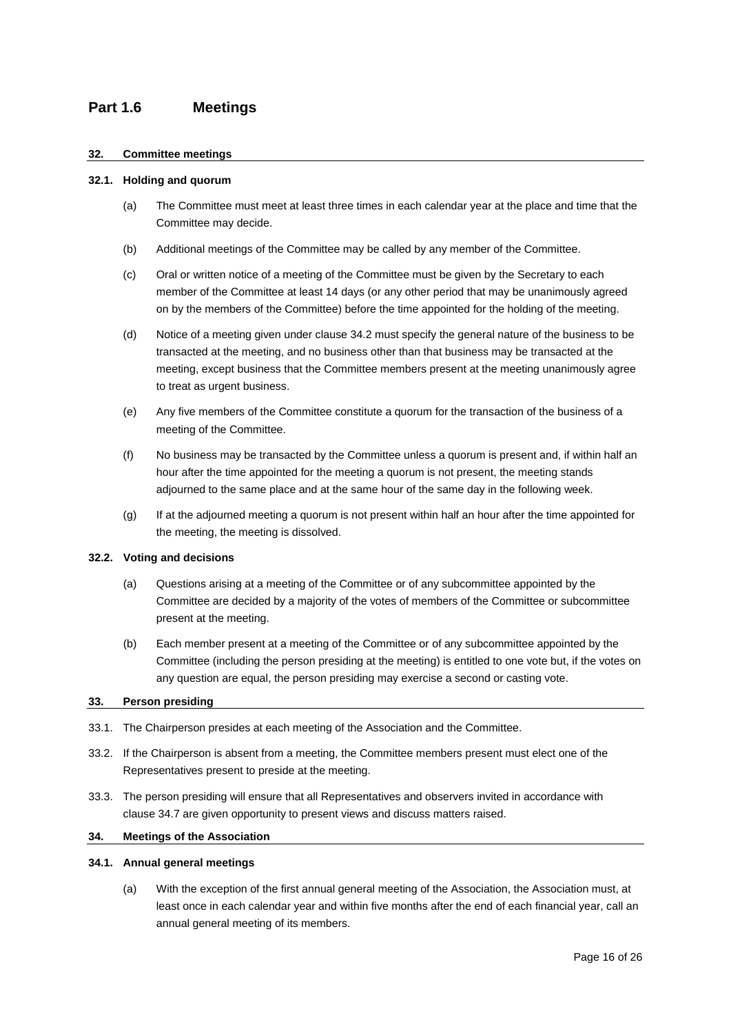## Part 1.6 Meetings

#### 32. Committee meetings

#### 32.1. Holding and quorum

(a) The Committee must meet at least three times in each calendar year at the place and time that the Committee may decide.

(b) Additional meetings of the Committee may be called by any member of the Committee.

(c) Oral or written notice of a meeting of the Committee must be given by the Secretary to each member of the Committee at least 14 days (or any other period that may be unanimously agreed on by the members of the Committee) before the time appointed for the holding of the meeting.

(d) Notice of a meeting given under clause 34.2 must specify the general nature of the business to be transacted at the meeting, and no business other than that business may be transacted at the meeting, except business that the Committee members present at the meeting unanimously agree to treat as urgent business.

(e) Any five members of the Committee constitute a quorum for the transaction of the business of a meeting of the Committee.

(f) No business may be transacted by the Committee unless a quorum is present and, if within half an hour after the time appointed for the meeting a quorum is not present, the meeting stands adjourned to the same place and at the same hour of the same day in the following week.

(g) If at the adjourned meeting a quorum is not present within half an hour after the time appointed for the meeting, the meeting is dissolved.

#### 32.2. Voting and decisions

(a) Questions arising at a meeting of the Committee or of any subcommittee appointed by the Committee are decided by a majority of the votes of members of the Committee or subcommittee present at the meeting.

(b) Each member present at a meeting of the Committee or of any subcommittee appointed by the Committee (including the person presiding at the meeting) is entitled to one vote but, if the votes on any question are equal, the person presiding may exercise a second or casting vote.

#### 33. Person presiding

33.1. The Chairperson presides at each meeting of the Association and the Committee.

33.2. If the Chairperson is absent from a meeting, the Committee members present must elect one of the Representatives present to preside at the meeting.

33.3. The person presiding will ensure that all Representatives and observers invited in accordance with clause 34.7 are given opportunity to present views and discuss matters raised.

#### 34. Meetings of the Association

#### 34.1. Annual general meetings

(a) With the exception of the first annual general meeting of the Association, the Association must, at least once in each calendar year and within five months after the end of each financial year, call an annual general meeting of its members.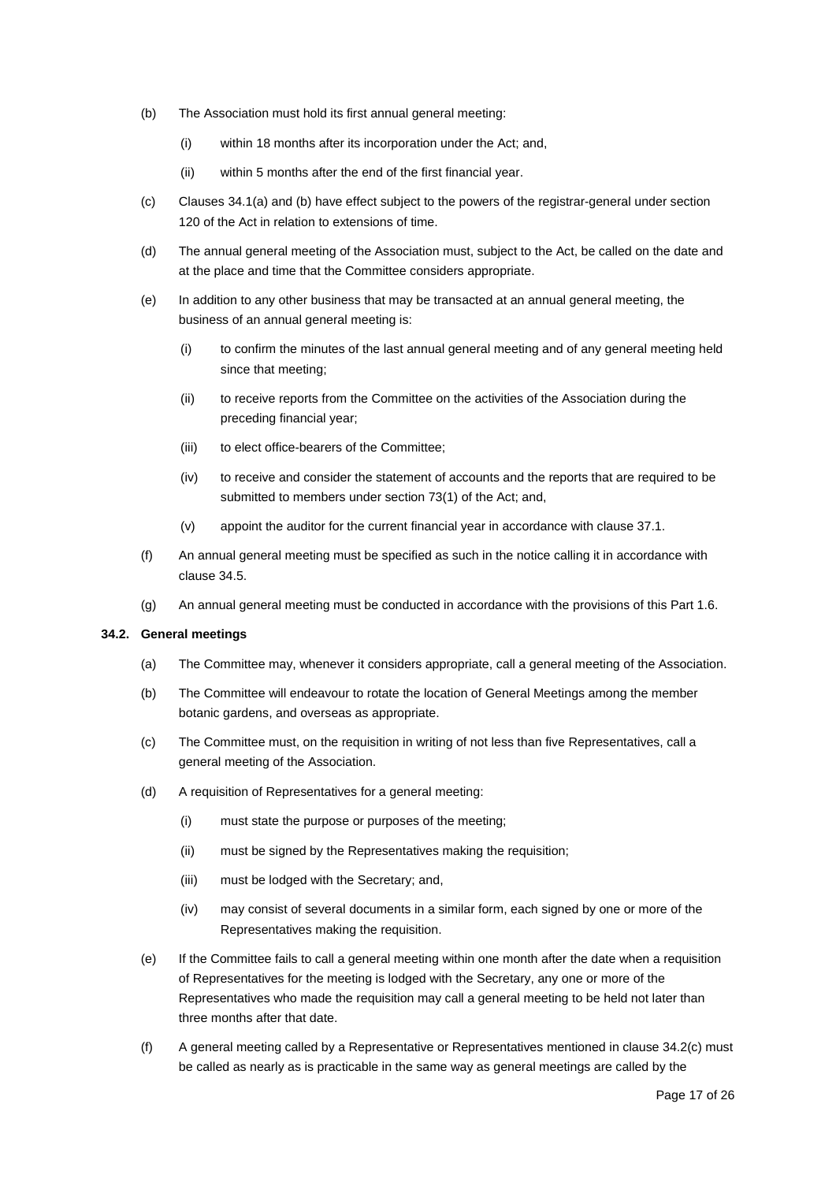(b) The Association must hold its first annual general meeting:

  (i) within 18 months after its incorporation under the Act; and,

  (ii) within 5 months after the end of the first financial year.

(c) Clauses 34.1(a) and (b) have effect subject to the powers of the registrar-general under section 120 of the Act in relation to extensions of time.

(d) The annual general meeting of the Association must, subject to the Act, be called on the date and at the place and time that the Committee considers appropriate.

(e) In addition to any other business that may be transacted at an annual general meeting, the business of an annual general meeting is:

  (i) to confirm the minutes of the last annual general meeting and of any general meeting held since that meeting;

  (ii) to receive reports from the Committee on the activities of the Association during the preceding financial year;

  (iii) to elect office-bearers of the Committee;

  (iv) to receive and consider the statement of accounts and the reports that are required to be submitted to members under section 73(1) of the Act; and,

  (v) appoint the auditor for the current financial year in accordance with clause 37.1.

(f) An annual general meeting must be specified as such in the notice calling it in accordance with clause 34.5.

(g) An annual general meeting must be conducted in accordance with the provisions of this Part 1.6.

**34.2. General meetings**

(a) The Committee may, whenever it considers appropriate, call a general meeting of the Association.

(b) The Committee will endeavour to rotate the location of General Meetings among the member botanic gardens, and overseas as appropriate.

(c) The Committee must, on the requisition in writing of not less than five Representatives, call a general meeting of the Association.

(d) A requisition of Representatives for a general meeting:

  (i) must state the purpose or purposes of the meeting;

  (ii) must be signed by the Representatives making the requisition;

  (iii) must be lodged with the Secretary; and,

  (iv) may consist of several documents in a similar form, each signed by one or more of the Representatives making the requisition.

(e) If the Committee fails to call a general meeting within one month after the date when a requisition of Representatives for the meeting is lodged with the Secretary, any one or more of the Representatives who made the requisition may call a general meeting to be held not later than three months after that date.

(f) A general meeting called by a Representative or Representatives mentioned in clause 34.2(c) must be called as nearly as is practicable in the same way as general meetings are called by the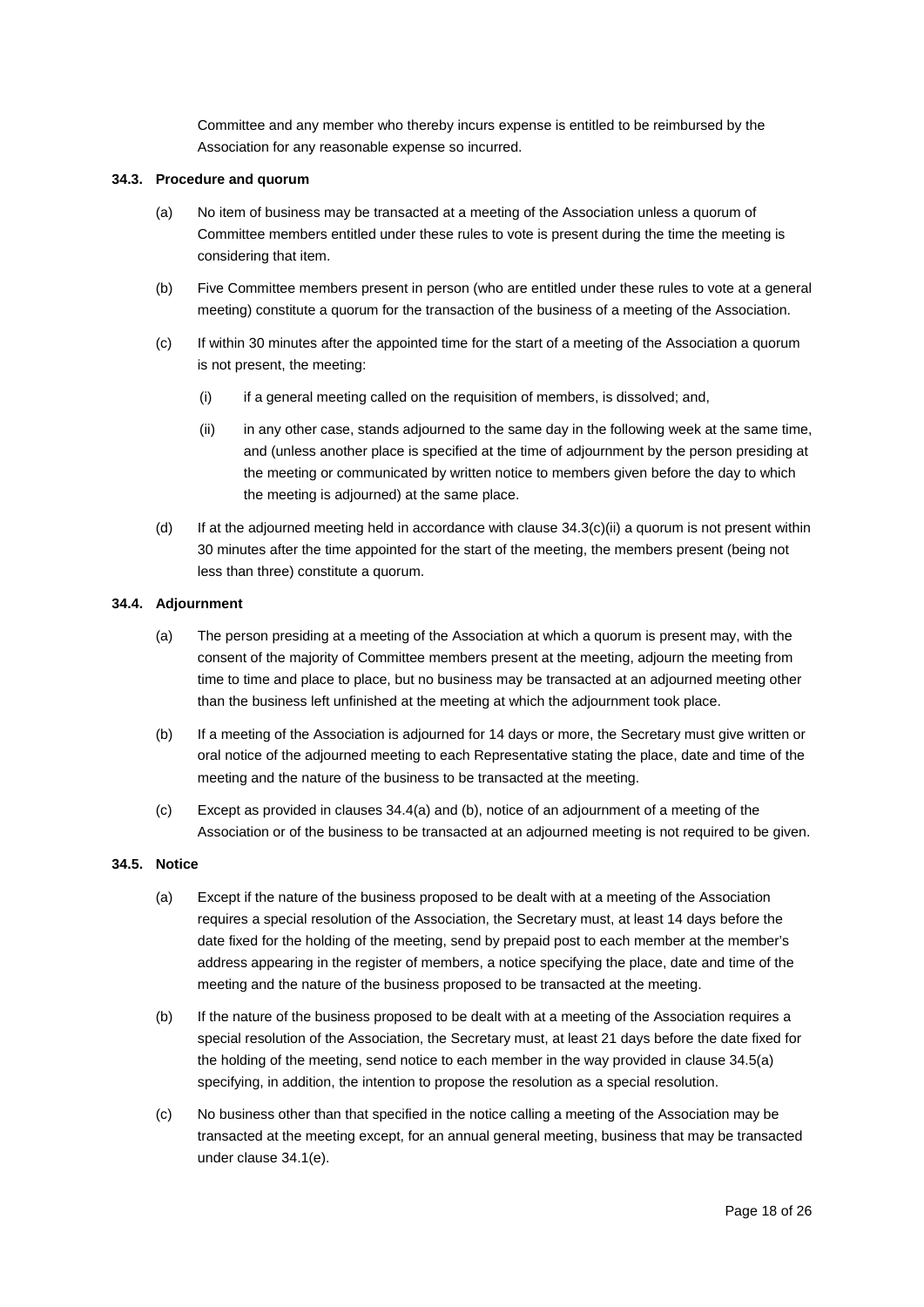Committee and any member who thereby incurs expense is entitled to be reimbursed by the Association for any reasonable expense so incurred.

**34.3. Procedure and quorum**

(a) No item of business may be transacted at a meeting of the Association unless a quorum of Committee members entitled under these rules to vote is present during the time the meeting is considering that item.

(b) Five Committee members present in person (who are entitled under these rules to vote at a general meeting) constitute a quorum for the transaction of the business of a meeting of the Association.

(c) If within 30 minutes after the appointed time for the start of a meeting of the Association a quorum is not present, the meeting:

  (i) if a general meeting called on the requisition of members, is dissolved; and,

  (ii) in any other case, stands adjourned to the same day in the following week at the same time, and (unless another place is specified at the time of adjournment by the person presiding at the meeting or communicated by written notice to members given before the day to which the meeting is adjourned) at the same place.

(d) If at the adjourned meeting held in accordance with clause 34.3(c)(ii) a quorum is not present within 30 minutes after the time appointed for the start of the meeting, the members present (being not less than three) constitute a quorum.

**34.4. Adjournment**

(a) The person presiding at a meeting of the Association at which a quorum is present may, with the consent of the majority of Committee members present at the meeting, adjourn the meeting from time to time and place to place, but no business may be transacted at an adjourned meeting other than the business left unfinished at the meeting at which the adjournment took place.

(b) If a meeting of the Association is adjourned for 14 days or more, the Secretary must give written or oral notice of the adjourned meeting to each Representative stating the place, date and time of the meeting and the nature of the business to be transacted at the meeting.

(c) Except as provided in clauses 34.4(a) and (b), notice of an adjournment of a meeting of the Association or of the business to be transacted at an adjourned meeting is not required to be given.

**34.5. Notice**

(a) Except if the nature of the business proposed to be dealt with at a meeting of the Association requires a special resolution of the Association, the Secretary must, at least 14 days before the date fixed for the holding of the meeting, send by prepaid post to each member at the member's address appearing in the register of members, a notice specifying the place, date and time of the meeting and the nature of the business proposed to be transacted at the meeting.

(b) If the nature of the business proposed to be dealt with at a meeting of the Association requires a special resolution of the Association, the Secretary must, at least 21 days before the date fixed for the holding of the meeting, send notice to each member in the way provided in clause 34.5(a) specifying, in addition, the intention to propose the resolution as a special resolution.

(c) No business other than that specified in the notice calling a meeting of the Association may be transacted at the meeting except, for an annual general meeting, business that may be transacted under clause 34.1(e).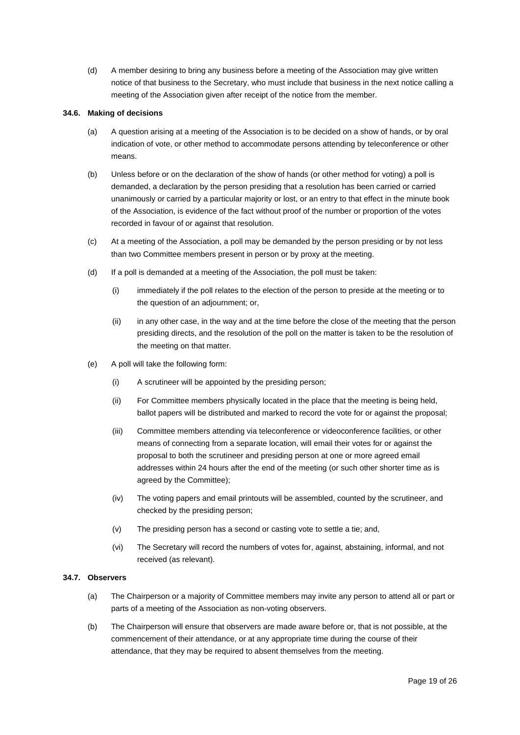(d) A member desiring to bring any business before a meeting of the Association may give written notice of that business to the Secretary, who must include that business in the next notice calling a meeting of the Association given after receipt of the notice from the member.

**34.6. Making of decisions**

(a) A question arising at a meeting of the Association is to be decided on a show of hands, or by oral indication of vote, or other method to accommodate persons attending by teleconference or other means.

(b) Unless before or on the declaration of the show of hands (or other method for voting) a poll is demanded, a declaration by the person presiding that a resolution has been carried or carried unanimously or carried by a particular majority or lost, or an entry to that effect in the minute book of the Association, is evidence of the fact without proof of the number or proportion of the votes recorded in favour of or against that resolution.

(c) At a meeting of the Association, a poll may be demanded by the person presiding or by not less than two Committee members present in person or by proxy at the meeting.

(d) If a poll is demanded at a meeting of the Association, the poll must be taken:

(i) immediately if the poll relates to the election of the person to preside at the meeting or to the question of an adjournment; or,

(ii) in any other case, in the way and at the time before the close of the meeting that the person presiding directs, and the resolution of the poll on the matter is taken to be the resolution of the meeting on that matter.

(e) A poll will take the following form:

(i) A scrutineer will be appointed by the presiding person;

(ii) For Committee members physically located in the place that the meeting is being held, ballot papers will be distributed and marked to record the vote for or against the proposal;

(iii) Committee members attending via teleconference or videoconference facilities, or other means of connecting from a separate location, will email their votes for or against the proposal to both the scrutineer and presiding person at one or more agreed email addresses within 24 hours after the end of the meeting (or such other shorter time as is agreed by the Committee);

(iv) The voting papers and email printouts will be assembled, counted by the scrutineer, and checked by the presiding person;

(v) The presiding person has a second or casting vote to settle a tie; and,

(vi) The Secretary will record the numbers of votes for, against, abstaining, informal, and not received (as relevant).

**34.7. Observers**

(a) The Chairperson or a majority of Committee members may invite any person to attend all or part or parts of a meeting of the Association as non-voting observers.

(b) The Chairperson will ensure that observers are made aware before or, that is not possible, at the commencement of their attendance, or at any appropriate time during the course of their attendance, that they may be required to absent themselves from the meeting.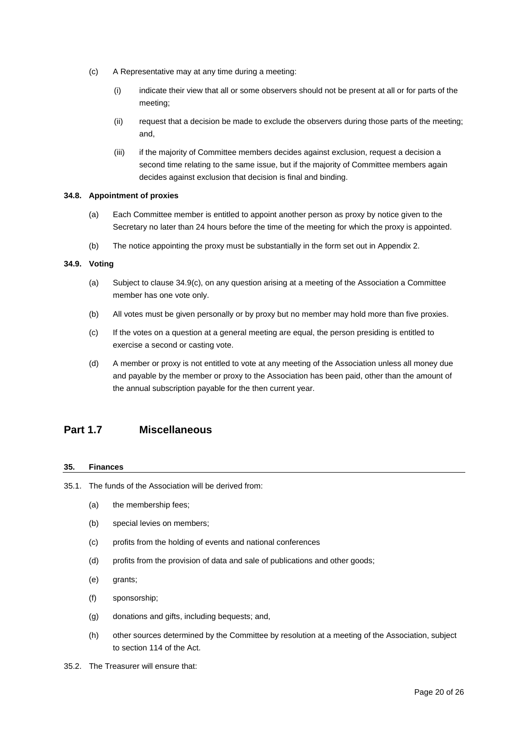(c) A Representative may at any time during a meeting:

   (i) indicate their view that all or some observers should not be present at all or for parts of the meeting;

   (ii) request that a decision be made to exclude the observers during those parts of the meeting; and,

   (iii) if the majority of Committee members decides against exclusion, request a decision a second time relating to the same issue, but if the majority of Committee members again decides against exclusion that decision is final and binding.

**34.8. Appointment of proxies**

(a) Each Committee member is entitled to appoint another person as proxy by notice given to the Secretary no later than 24 hours before the time of the meeting for which the proxy is appointed.

(b) The notice appointing the proxy must be substantially in the form set out in Appendix 2.

**34.9. Voting**

(a) Subject to clause 34.9(c), on any question arising at a meeting of the Association a Committee member has one vote only.

(b) All votes must be given personally or by proxy but no member may hold more than five proxies.

(c) If the votes on a question at a general meeting are equal, the person presiding is entitled to exercise a second or casting vote.

(d) A member or proxy is not entitled to vote at any meeting of the Association unless all money due and payable by the member or proxy to the Association has been paid, other than the amount of the annual subscription payable for the then current year.

## Part 1.7 Miscellaneous

**35. Finances**

35.1. The funds of the Association will be derived from:

(a) the membership fees;

(b) special levies on members;

(c) profits from the holding of events and national conferences

(d) profits from the provision of data and sale of publications and other goods;

(e) grants;

(f) sponsorship;

(g) donations and gifts, including bequests; and,

(h) other sources determined by the Committee by resolution at a meeting of the Association, subject to section 114 of the Act.

35.2. The Treasurer will ensure that: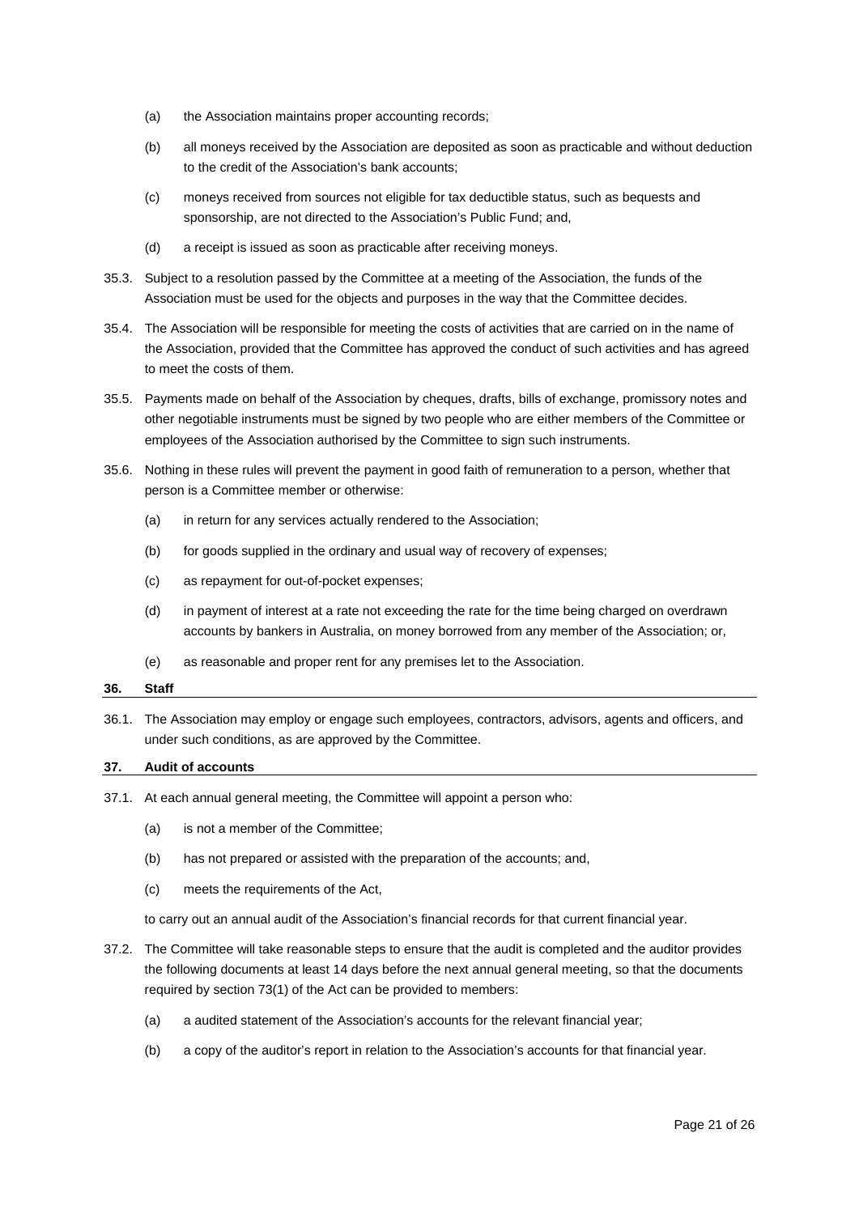(a) the Association maintains proper accounting records;

(b) all moneys received by the Association are deposited as soon as practicable and without deduction to the credit of the Association's bank accounts;

(c) moneys received from sources not eligible for tax deductible status, such as bequests and sponsorship, are not directed to the Association's Public Fund; and,

(d) a receipt is issued as soon as practicable after receiving moneys.

35.3. Subject to a resolution passed by the Committee at a meeting of the Association, the funds of the Association must be used for the objects and purposes in the way that the Committee decides.

35.4. The Association will be responsible for meeting the costs of activities that are carried on in the name of the Association, provided that the Committee has approved the conduct of such activities and has agreed to meet the costs of them.

35.5. Payments made on behalf of the Association by cheques, drafts, bills of exchange, promissory notes and other negotiable instruments must be signed by two people who are either members of the Committee or employees of the Association authorised by the Committee to sign such instruments.

35.6. Nothing in these rules will prevent the payment in good faith of remuneration to a person, whether that person is a Committee member or otherwise:

(a) in return for any services actually rendered to the Association;

(b) for goods supplied in the ordinary and usual way of recovery of expenses;

(c) as repayment for out-of-pocket expenses;

(d) in payment of interest at a rate not exceeding the rate for the time being charged on overdrawn accounts by bankers in Australia, on money borrowed from any member of the Association; or,

(e) as reasonable and proper rent for any premises let to the Association.

## 36. Staff

36.1. The Association may employ or engage such employees, contractors, advisors, agents and officers, and under such conditions, as are approved by the Committee.

## 37. Audit of accounts

37.1. At each annual general meeting, the Committee will appoint a person who:

(a) is not a member of the Committee;

(b) has not prepared or assisted with the preparation of the accounts; and,

(c) meets the requirements of the Act,

to carry out an annual audit of the Association's financial records for that current financial year.

37.2. The Committee will take reasonable steps to ensure that the audit is completed and the auditor provides the following documents at least 14 days before the next annual general meeting, so that the documents required by section 73(1) of the Act can be provided to members:

(a) a audited statement of the Association's accounts for the relevant financial year;

(b) a copy of the auditor's report in relation to the Association's accounts for that financial year.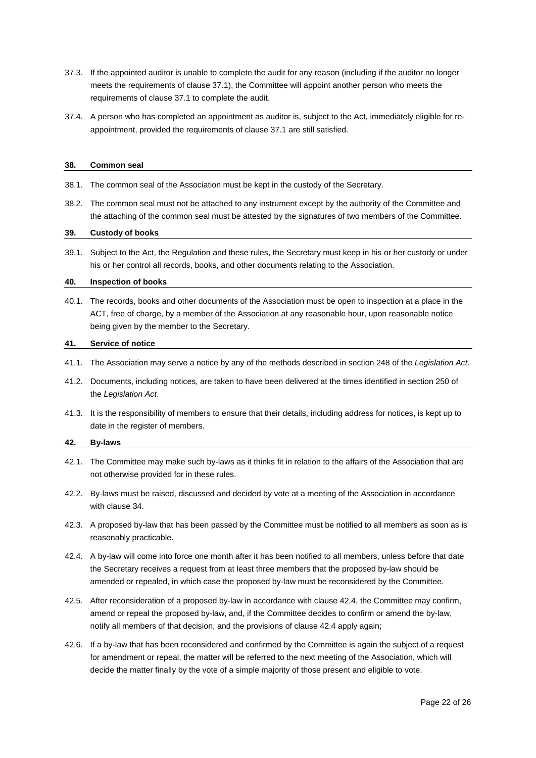37.3. If the appointed auditor is unable to complete the audit for any reason (including if the auditor no longer meets the requirements of clause 37.1), the Committee will appoint another person who meets the requirements of clause 37.1 to complete the audit.

37.4. A person who has completed an appointment as auditor is, subject to the Act, immediately eligible for re-appointment, provided the requirements of clause 37.1 are still satisfied.

## 38. Common seal

38.1. The common seal of the Association must be kept in the custody of the Secretary.

38.2. The common seal must not be attached to any instrument except by the authority of the Committee and the attaching of the common seal must be attested by the signatures of two members of the Committee.

## 39. Custody of books

39.1. Subject to the Act, the Regulation and these rules, the Secretary must keep in his or her custody or under his or her control all records, books, and other documents relating to the Association.

## 40. Inspection of books

40.1. The records, books and other documents of the Association must be open to inspection at a place in the ACT, free of charge, by a member of the Association at any reasonable hour, upon reasonable notice being given by the member to the Secretary.

## 41. Service of notice

41.1. The Association may serve a notice by any of the methods described in section 248 of the *Legislation Act*.

41.2. Documents, including notices, are taken to have been delivered at the times identified in section 250 of the *Legislation Act*.

41.3. It is the responsibility of members to ensure that their details, including address for notices, is kept up to date in the register of members.

## 42. By-laws

42.1. The Committee may make such by-laws as it thinks fit in relation to the affairs of the Association that are not otherwise provided for in these rules.

42.2. By-laws must be raised, discussed and decided by vote at a meeting of the Association in accordance with clause 34.

42.3. A proposed by-law that has been passed by the Committee must be notified to all members as soon as is reasonably practicable.

42.4. A by-law will come into force one month after it has been notified to all members, unless before that date the Secretary receives a request from at least three members that the proposed by-law should be amended or repealed, in which case the proposed by-law must be reconsidered by the Committee.

42.5. After reconsideration of a proposed by-law in accordance with clause 42.4, the Committee may confirm, amend or repeal the proposed by-law, and, if the Committee decides to confirm or amend the by-law, notify all members of that decision, and the provisions of clause 42.4 apply again;

42.6. If a by-law that has been reconsidered and confirmed by the Committee is again the subject of a request for amendment or repeal, the matter will be referred to the next meeting of the Association, which will decide the matter finally by the vote of a simple majority of those present and eligible to vote.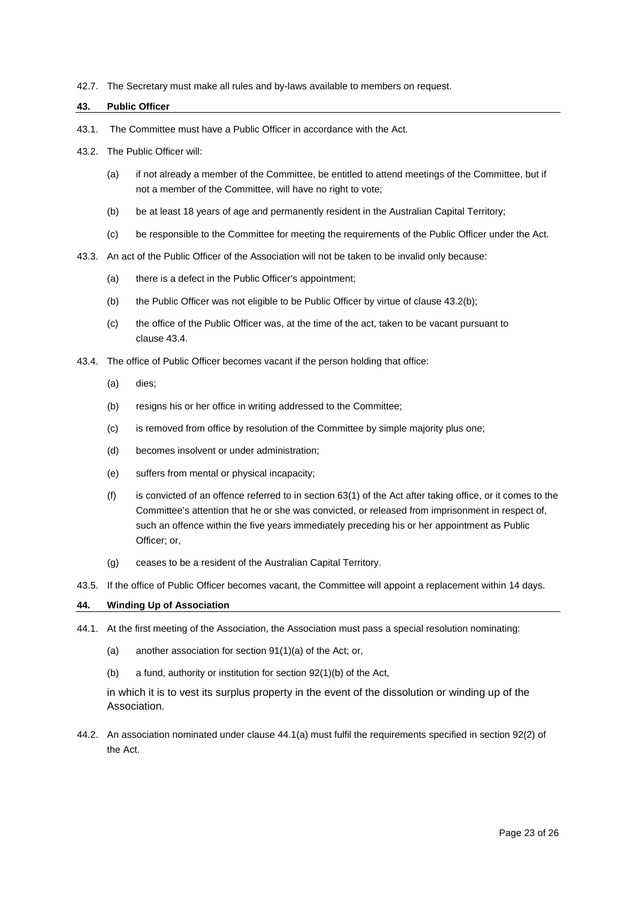42.7. The Secretary must make all rules and by-laws available to members on request.

## 43. Public Officer

43.1. The Committee must have a Public Officer in accordance with the Act.

43.2. The Public Officer will:

(a) if not already a member of the Committee, be entitled to attend meetings of the Committee, but if not a member of the Committee, will have no right to vote;

(b) be at least 18 years of age and permanently resident in the Australian Capital Territory;

(c) be responsible to the Committee for meeting the requirements of the Public Officer under the Act.

43.3. An act of the Public Officer of the Association will not be taken to be invalid only because:

(a) there is a defect in the Public Officer's appointment;

(b) the Public Officer was not eligible to be Public Officer by virtue of clause 43.2(b);

(c) the office of the Public Officer was, at the time of the act, taken to be vacant pursuant to clause 43.4.

43.4. The office of Public Officer becomes vacant if the person holding that office:

(a) dies;

(b) resigns his or her office in writing addressed to the Committee;

(c) is removed from office by resolution of the Committee by simple majority plus one;

(d) becomes insolvent or under administration;

(e) suffers from mental or physical incapacity;

(f) is convicted of an offence referred to in section 63(1) of the Act after taking office, or it comes to the Committee's attention that he or she was convicted, or released from imprisonment in respect of, such an offence within the five years immediately preceding his or her appointment as Public Officer; or,

(g) ceases to be a resident of the Australian Capital Territory.

43.5. If the office of Public Officer becomes vacant, the Committee will appoint a replacement within 14 days.

## 44. Winding Up of Association

44.1. At the first meeting of the Association, the Association must pass a special resolution nominating:

(a) another association for section 91(1)(a) of the Act; or,

(b) a fund, authority or institution for section 92(1)(b) of the Act,

in which it is to vest its surplus property in the event of the dissolution or winding up of the Association.

44.2. An association nominated under clause 44.1(a) must fulfil the requirements specified in section 92(2) of the Act.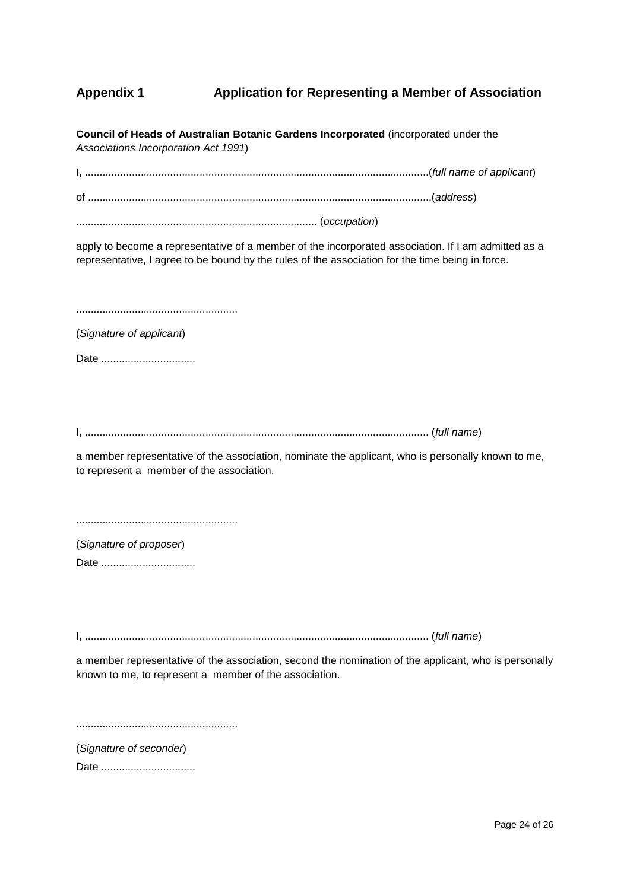## Appendix 1 Application for Representing a Member of Association

**Council of Heads of Australian Botanic Gardens Incorporated** (incorporated under the *Associations Incorporation Act 1991*)

I, ....................................................................................................................(*full name of applicant*)

of ....................................................................................................................(*address*)

................................................................................ (*occupation*)

apply to become a representative of a member of the incorporated association. If I am admitted as a representative, I agree to be bound by the rules of the association for the time being in force.

.......................................................

(*Signature of applicant*)

Date ................................

I, .................................................................................................................... (*full name*)

a member representative of the association, nominate the applicant, who is personally known to me, to represent a member of the association.

.......................................................

(*Signature of proposer*)

Date ................................

I, .................................................................................................................... (*full name*)

a member representative of the association, second the nomination of the applicant, who is personally known to me, to represent a member of the association.

.......................................................

(*Signature of seconder*)

Date ................................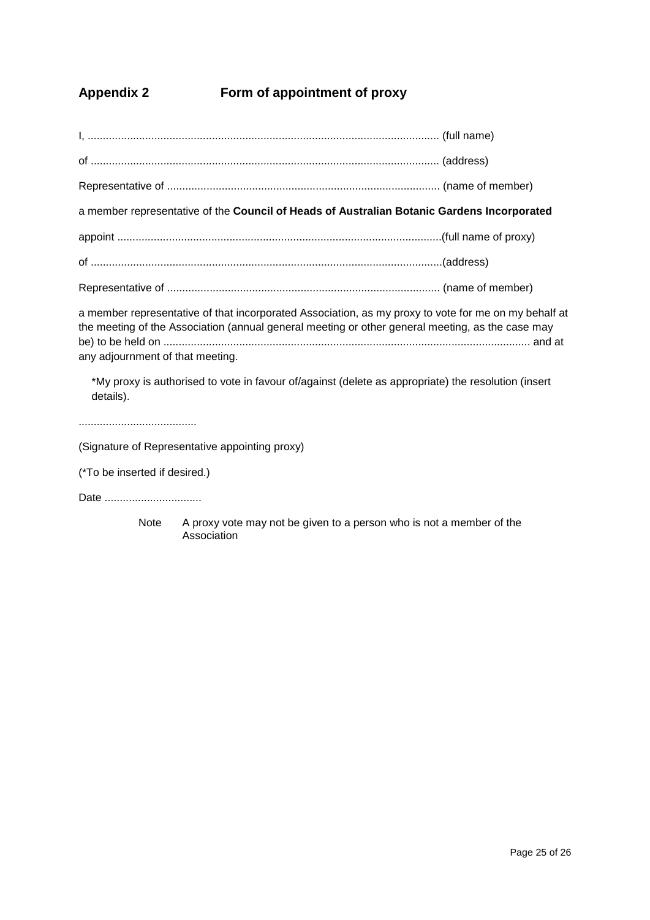## Appendix 2 Form of appointment of proxy

I, ................................................................................................................... (full name)

of .................................................................................................................. (address)

Representative of ......................................................................................... (name of member)

a member representative of the **Council of Heads of Australian Botanic Gardens Incorporated**

appoint ..........................................................................................................(full name of proxy)

of ...................................................................................................................(address)

Representative of ......................................................................................... (name of member)

a member representative of that incorporated Association, as my proxy to vote for me on my behalf at the meeting of the Association (annual general meeting or other general meeting, as the case may be) to be held on ........................................................................................................................ and at any adjournment of that meeting.

*My proxy is authorised to vote in favour of/against (delete as appropriate) the resolution (insert details).

.......................................

(Signature of Representative appointing proxy)

(*To be inserted if desired.)

Date ................................

Note A proxy vote may not be given to a person who is not a member of the Association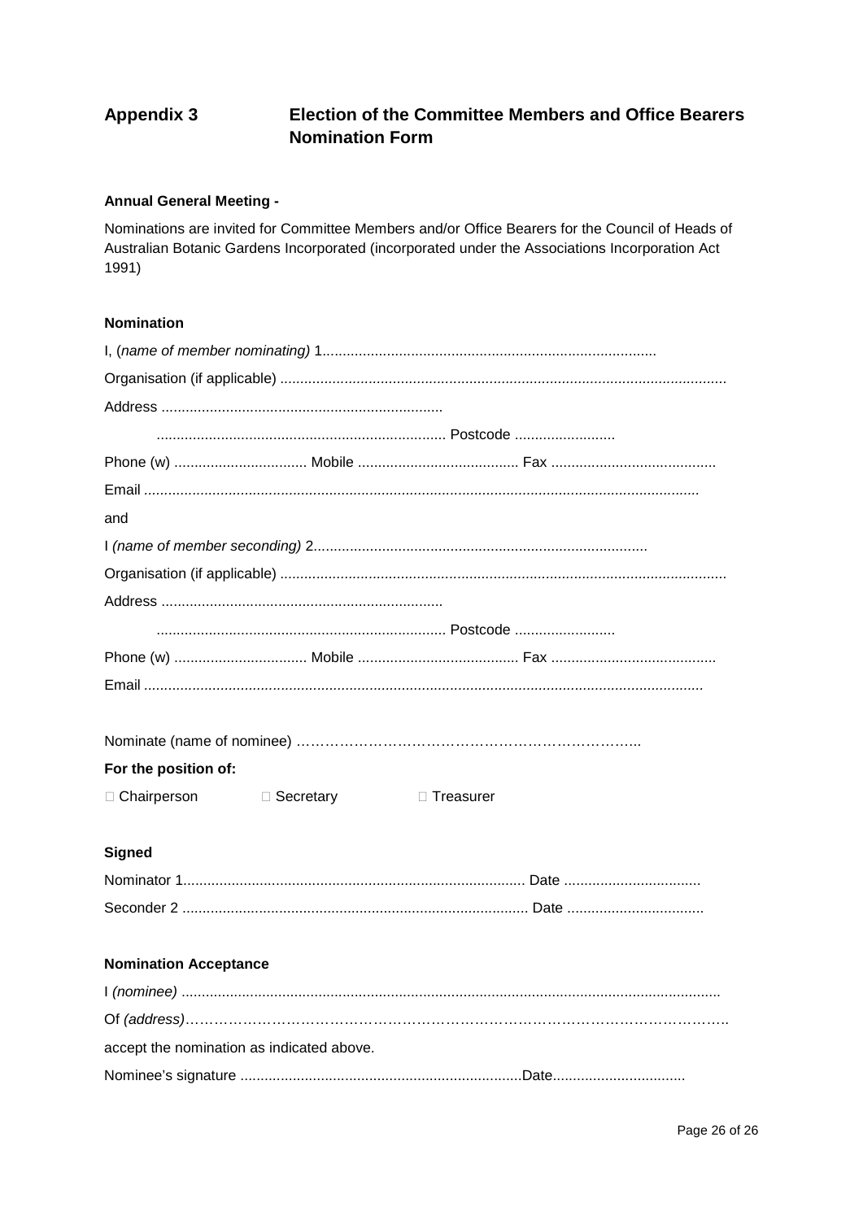# Appendix 3 Election of the Committee Members and Office Bearers Nomination Form

**Annual General Meeting -**

Nominations are invited for Committee Members and/or Office Bearers for the Council of Heads of Australian Botanic Gardens Incorporated (incorporated under the Associations Incorporation Act 1991)

**Nomination**

I, (*name of member nominating)* 1..................................................................................

Organisation (if applicable) .............................................................................................................

Address .....................................................................

....................................................................... Postcode .........................

Phone (w) ................................. Mobile ........................................ Fax .........................................

Email .......................................................................................................................................

and

I *(name of member seconding)* 2..................................................................................

Organisation (if applicable) .............................................................................................................

Address .....................................................................

....................................................................... Postcode .........................

Phone (w) ................................. Mobile ........................................ Fax .........................................

Email .........................................................................................................................................

Nominate (name of nominee) ……………………………………………………………..

**For the position of:**

☐ Chairperson ☐ Secretary ☐ Treasurer

**Signed**

Nominator 1.................................................................................... Date ..................................

Seconder 2 ..................................................................................... Date ..................................

**Nomination Acceptance**

I *(nominee)* ...................................................................................................................................

Of *(address)*……………………………………………………………………………………………..

accept the nomination as indicated above.

Nominee's signature ......................................................................Date.................................